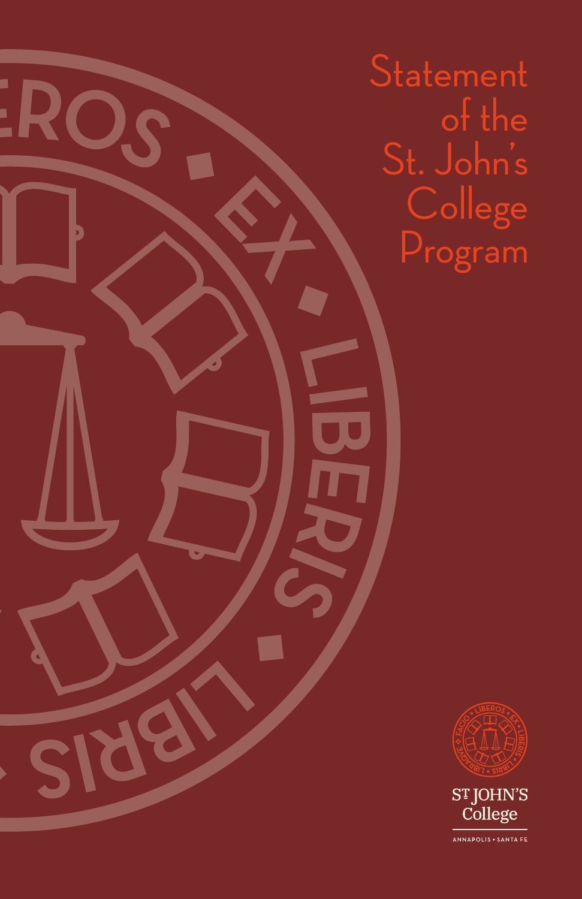# Statement of the St. John's College Program

ST JOHN'S College

ANNAPOLIS • SANTA FE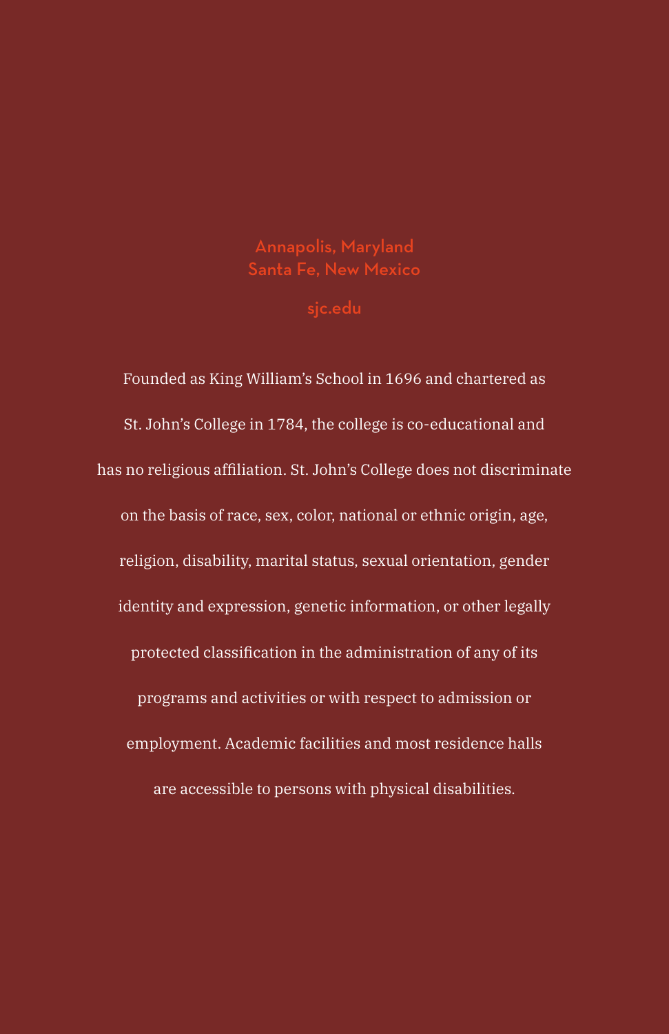Annapolis, Maryland
Santa Fe, New Mexico

sjc.edu

Founded as King William's School in 1696 and chartered as St. John's College in 1784, the college is co-educational and has no religious affiliation. St. John's College does not discriminate on the basis of race, sex, color, national or ethnic origin, age, religion, disability, marital status, sexual orientation, gender identity and expression, genetic information, or other legally protected classification in the administration of any of its programs and activities or with respect to admission or employment. Academic facilities and most residence halls are accessible to persons with physical disabilities.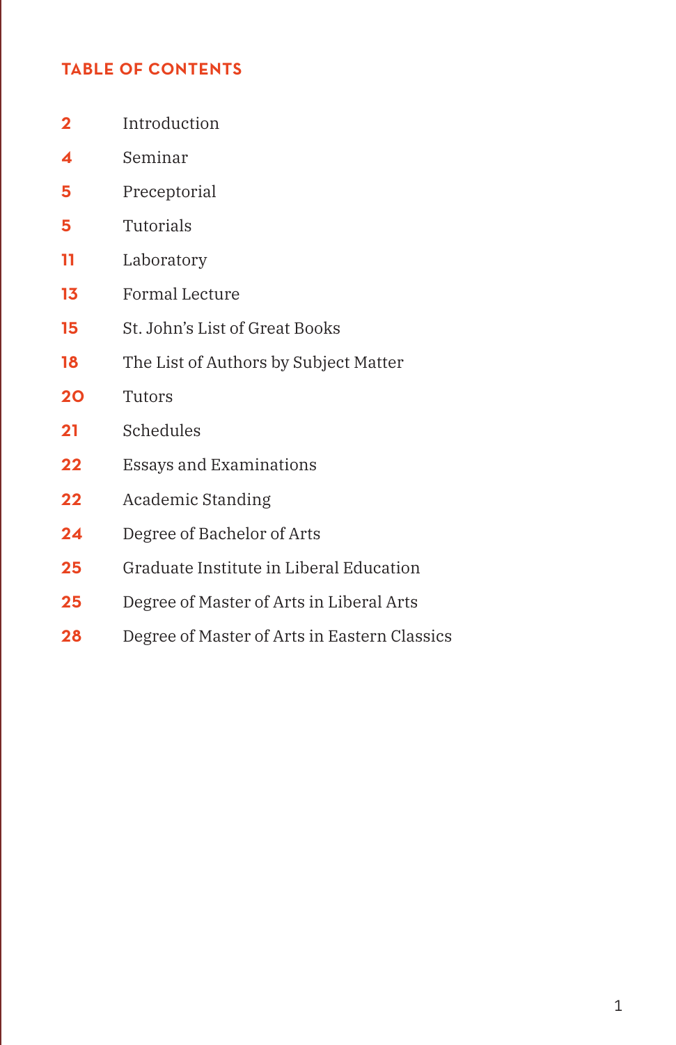## TABLE OF CONTENTS

| | |
|---|---|
| 2 | Introduction |
| 4 | Seminar |
| 5 | Preceptorial |
| 5 | Tutorials |
| 11 | Laboratory |
| 13 | Formal Lecture |
| 15 | St. John's List of Great Books |
| 18 | The List of Authors by Subject Matter |
| 20 | Tutors |
| 21 | Schedules |
| 22 | Essays and Examinations |
| 22 | Academic Standing |
| 24 | Degree of Bachelor of Arts |
| 25 | Graduate Institute in Liberal Education |
| 25 | Degree of Master of Arts in Liberal Arts |
| 28 | Degree of Master of Arts in Eastern Classics |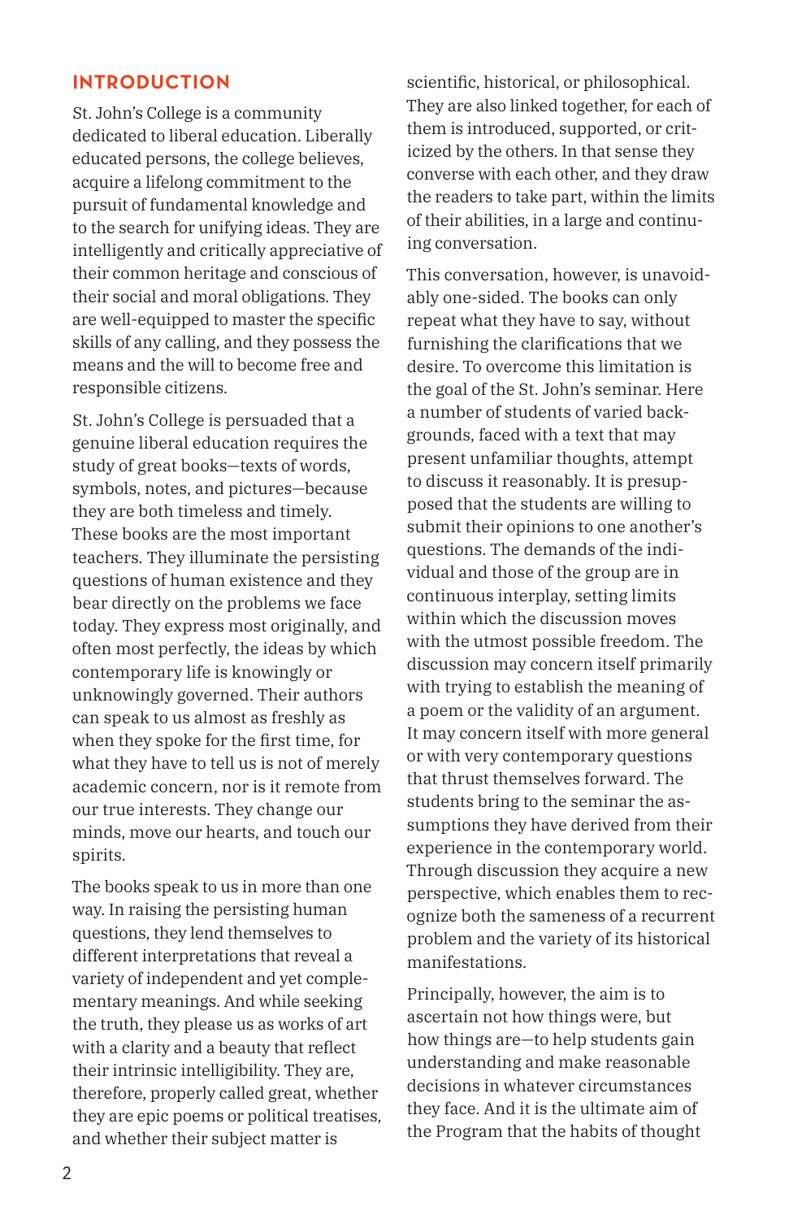## INTRODUCTION

St. John's College is a community dedicated to liberal education. Liberally educated persons, the college believes, acquire a lifelong commitment to the pursuit of fundamental knowledge and to the search for unifying ideas. They are intelligently and critically appreciative of their common heritage and conscious of their social and moral obligations. They are well-equipped to master the specific skills of any calling, and they possess the means and the will to become free and responsible citizens.

St. John's College is persuaded that a genuine liberal education requires the study of great books—texts of words, symbols, notes, and pictures—because they are both timeless and timely. These books are the most important teachers. They illuminate the persisting questions of human existence and they bear directly on the problems we face today. They express most originally, and often most perfectly, the ideas by which contemporary life is knowingly or unknowingly governed. Their authors can speak to us almost as freshly as when they spoke for the first time, for what they have to tell us is not of merely academic concern, nor is it remote from our true interests. They change our minds, move our hearts, and touch our spirits.

The books speak to us in more than one way. In raising the persisting human questions, they lend themselves to different interpretations that reveal a variety of independent and yet complementary meanings. And while seeking the truth, they please us as works of art with a clarity and a beauty that reflect their intrinsic intelligibility. They are, therefore, properly called great, whether they are epic poems or political treatises, and whether their subject matter is scientific, historical, or philosophical. They are also linked together, for each of them is introduced, supported, or criticized by the others. In that sense they converse with each other, and they draw the readers to take part, within the limits of their abilities, in a large and continuing conversation.

This conversation, however, is unavoidably one-sided. The books can only repeat what they have to say, without furnishing the clarifications that we desire. To overcome this limitation is the goal of the St. John's seminar. Here a number of students of varied backgrounds, faced with a text that may present unfamiliar thoughts, attempt to discuss it reasonably. It is presupposed that the students are willing to submit their opinions to one another's questions. The demands of the individual and those of the group are in continuous interplay, setting limits within which the discussion moves with the utmost possible freedom. The discussion may concern itself primarily with trying to establish the meaning of a poem or the validity of an argument. It may concern itself with more general or with very contemporary questions that thrust themselves forward. The students bring to the seminar the assumptions they have derived from their experience in the contemporary world. Through discussion they acquire a new perspective, which enables them to recognize both the sameness of a recurrent problem and the variety of its historical manifestations.

Principally, however, the aim is to ascertain not how things were, but how things are—to help students gain understanding and make reasonable decisions in whatever circumstances they face. And it is the ultimate aim of the Program that the habits of thought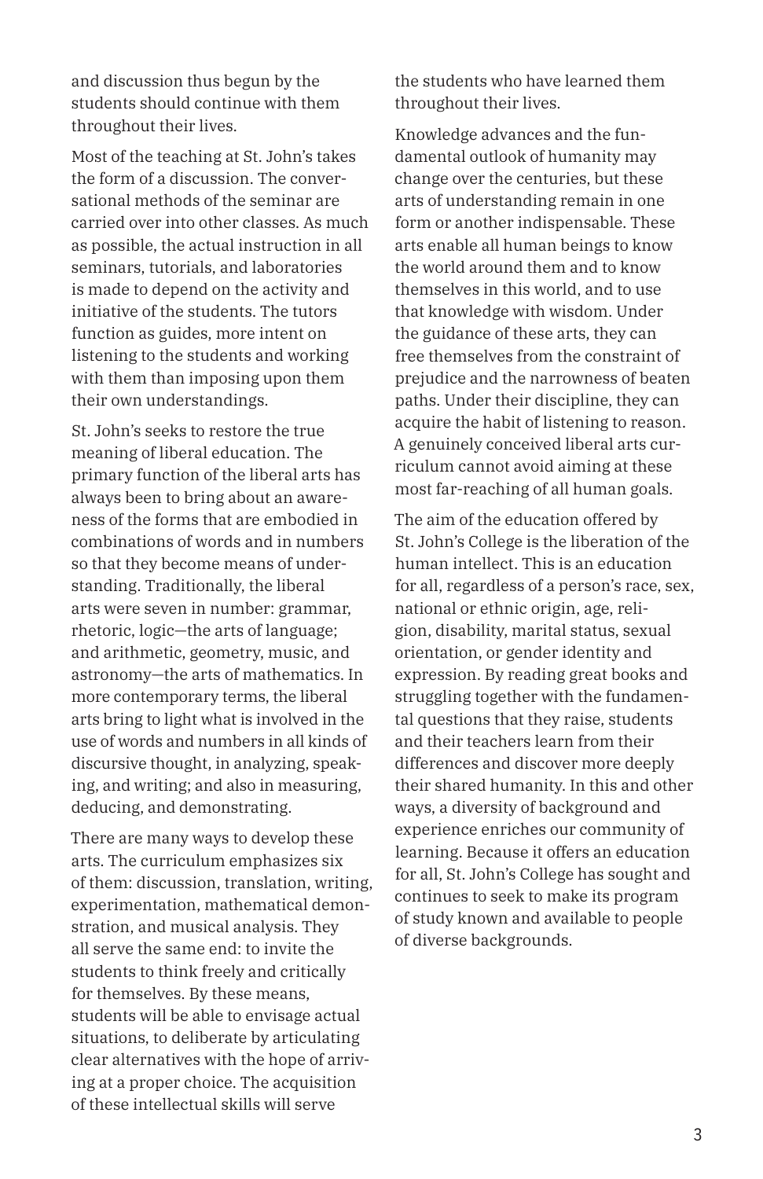and discussion thus begun by the students should continue with them throughout their lives.

Most of the teaching at St. John's takes the form of a discussion. The conversational methods of the seminar are carried over into other classes. As much as possible, the actual instruction in all seminars, tutorials, and laboratories is made to depend on the activity and initiative of the students. The tutors function as guides, more intent on listening to the students and working with them than imposing upon them their own understandings.

St. John's seeks to restore the true meaning of liberal education. The primary function of the liberal arts has always been to bring about an awareness of the forms that are embodied in combinations of words and in numbers so that they become means of understanding. Traditionally, the liberal arts were seven in number: grammar, rhetoric, logic—the arts of language; and arithmetic, geometry, music, and astronomy—the arts of mathematics. In more contemporary terms, the liberal arts bring to light what is involved in the use of words and numbers in all kinds of discursive thought, in analyzing, speaking, and writing; and also in measuring, deducing, and demonstrating.

There are many ways to develop these arts. The curriculum emphasizes six of them: discussion, translation, writing, experimentation, mathematical demonstration, and musical analysis. They all serve the same end: to invite the students to think freely and critically for themselves. By these means, students will be able to envisage actual situations, to deliberate by articulating clear alternatives with the hope of arriving at a proper choice. The acquisition of these intellectual skills will serve the students who have learned them throughout their lives.

Knowledge advances and the fundamental outlook of humanity may change over the centuries, but these arts of understanding remain in one form or another indispensable. These arts enable all human beings to know the world around them and to know themselves in this world, and to use that knowledge with wisdom. Under the guidance of these arts, they can free themselves from the constraint of prejudice and the narrowness of beaten paths. Under their discipline, they can acquire the habit of listening to reason. A genuinely conceived liberal arts curriculum cannot avoid aiming at these most far-reaching of all human goals.

The aim of the education offered by St. John's College is the liberation of the human intellect. This is an education for all, regardless of a person's race, sex, national or ethnic origin, age, religion, disability, marital status, sexual orientation, or gender identity and expression. By reading great books and struggling together with the fundamental questions that they raise, students and their teachers learn from their differences and discover more deeply their shared humanity. In this and other ways, a diversity of background and experience enriches our community of learning. Because it offers an education for all, St. John's College has sought and continues to seek to make its program of study known and available to people of diverse backgrounds.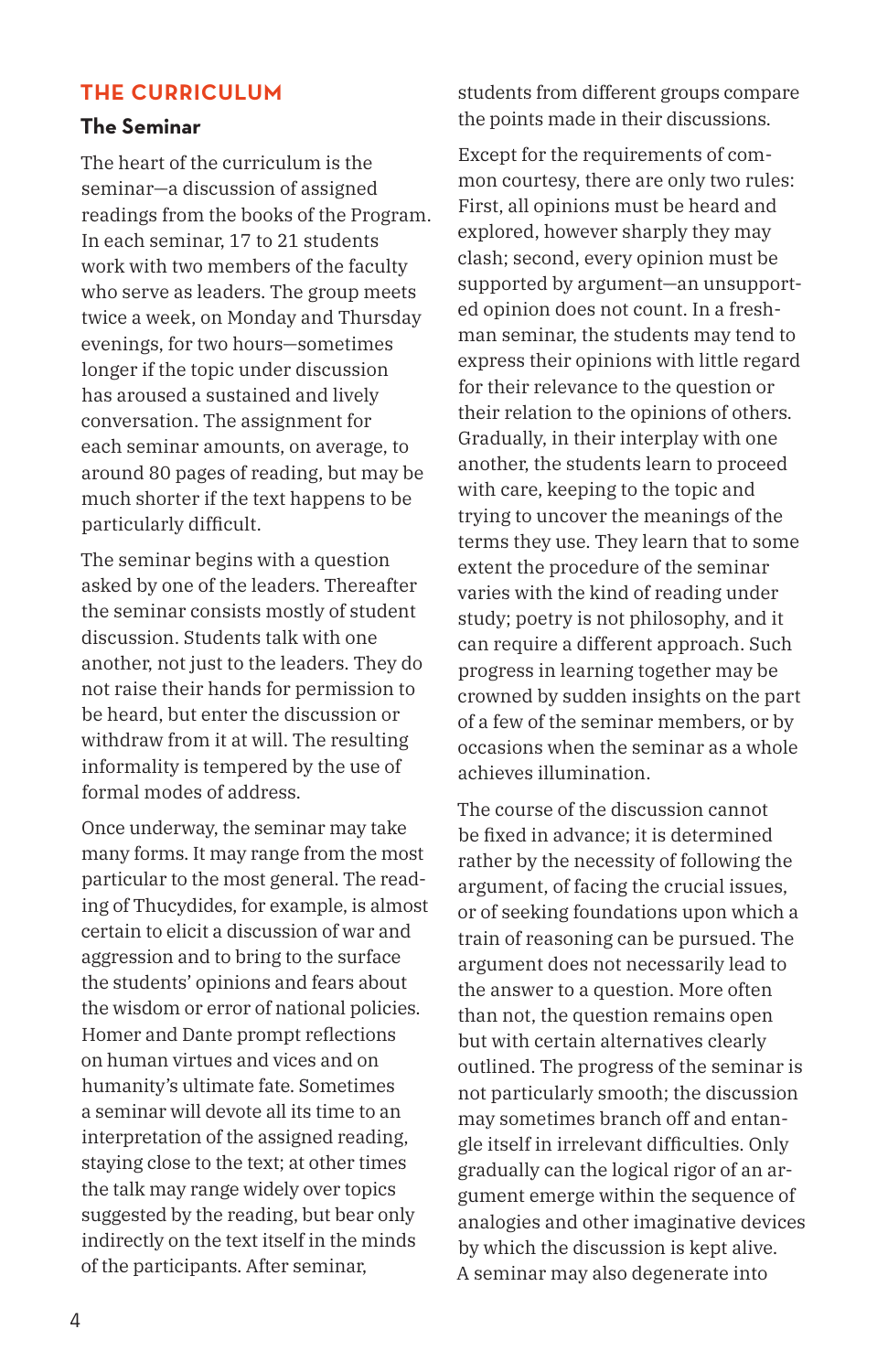## THE CURRICULUM

### The Seminar

The heart of the curriculum is the seminar—a discussion of assigned readings from the books of the Program. In each seminar, 17 to 21 students work with two members of the faculty who serve as leaders. The group meets twice a week, on Monday and Thursday evenings, for two hours—sometimes longer if the topic under discussion has aroused a sustained and lively conversation. The assignment for each seminar amounts, on average, to around 80 pages of reading, but may be much shorter if the text happens to be particularly difficult.

The seminar begins with a question asked by one of the leaders. Thereafter the seminar consists mostly of student discussion. Students talk with one another, not just to the leaders. They do not raise their hands for permission to be heard, but enter the discussion or withdraw from it at will. The resulting informality is tempered by the use of formal modes of address.

Once underway, the seminar may take many forms. It may range from the most particular to the most general. The reading of Thucydides, for example, is almost certain to elicit a discussion of war and aggression and to bring to the surface the students' opinions and fears about the wisdom or error of national policies. Homer and Dante prompt reflections on human virtues and vices and on humanity's ultimate fate. Sometimes a seminar will devote all its time to an interpretation of the assigned reading, staying close to the text; at other times the talk may range widely over topics suggested by the reading, but bear only indirectly on the text itself in the minds of the participants. After seminar, students from different groups compare the points made in their discussions.

Except for the requirements of common courtesy, there are only two rules: First, all opinions must be heard and explored, however sharply they may clash; second, every opinion must be supported by argument—an unsupported opinion does not count. In a freshman seminar, the students may tend to express their opinions with little regard for their relevance to the question or their relation to the opinions of others. Gradually, in their interplay with one another, the students learn to proceed with care, keeping to the topic and trying to uncover the meanings of the terms they use. They learn that to some extent the procedure of the seminar varies with the kind of reading under study; poetry is not philosophy, and it can require a different approach. Such progress in learning together may be crowned by sudden insights on the part of a few of the seminar members, or by occasions when the seminar as a whole achieves illumination.

The course of the discussion cannot be fixed in advance; it is determined rather by the necessity of following the argument, of facing the crucial issues, or of seeking foundations upon which a train of reasoning can be pursued. The argument does not necessarily lead to the answer to a question. More often than not, the question remains open but with certain alternatives clearly outlined. The progress of the seminar is not particularly smooth; the discussion may sometimes branch off and entangle itself in irrelevant difficulties. Only gradually can the logical rigor of an argument emerge within the sequence of analogies and other imaginative devices by which the discussion is kept alive. A seminar may also degenerate into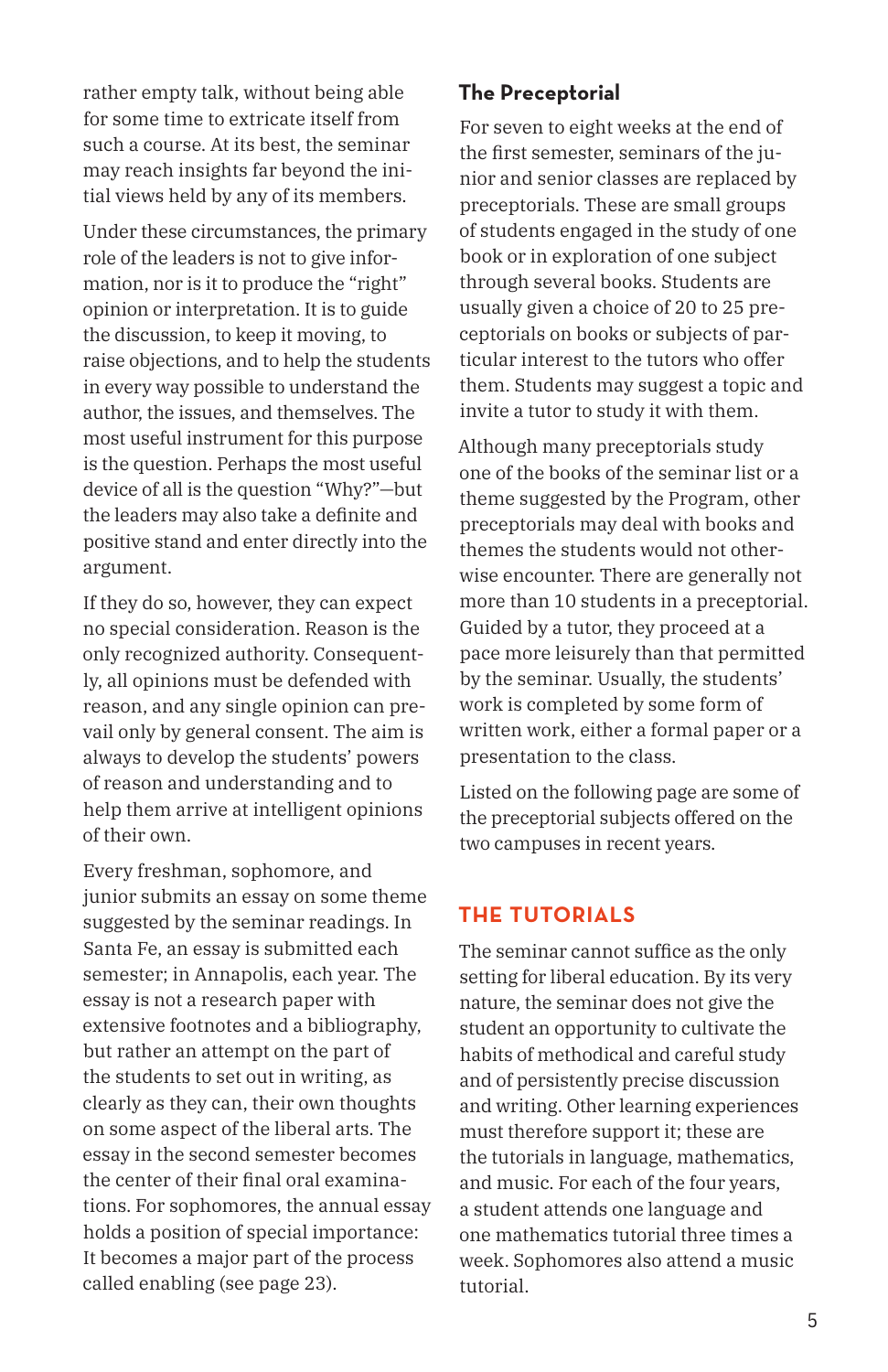rather empty talk, without being able for some time to extricate itself from such a course. At its best, the seminar may reach insights far beyond the initial views held by any of its members.

Under these circumstances, the primary role of the leaders is not to give information, nor is it to produce the "right" opinion or interpretation. It is to guide the discussion, to keep it moving, to raise objections, and to help the students in every way possible to understand the author, the issues, and themselves. The most useful instrument for this purpose is the question. Perhaps the most useful device of all is the question "Why?"—but the leaders may also take a definite and positive stand and enter directly into the argument.

If they do so, however, they can expect no special consideration. Reason is the only recognized authority. Consequently, all opinions must be defended with reason, and any single opinion can prevail only by general consent. The aim is always to develop the students' powers of reason and understanding and to help them arrive at intelligent opinions of their own.

Every freshman, sophomore, and junior submits an essay on some theme suggested by the seminar readings. In Santa Fe, an essay is submitted each semester; in Annapolis, each year. The essay is not a research paper with extensive footnotes and a bibliography, but rather an attempt on the part of the students to set out in writing, as clearly as they can, their own thoughts on some aspect of the liberal arts. The essay in the second semester becomes the center of their final oral examinations. For sophomores, the annual essay holds a position of special importance: It becomes a major part of the process called enabling (see page 23).

### The Preceptorial

For seven to eight weeks at the end of the first semester, seminars of the junior and senior classes are replaced by preceptorials. These are small groups of students engaged in the study of one book or in exploration of one subject through several books. Students are usually given a choice of 20 to 25 preceptorials on books or subjects of particular interest to the tutors who offer them. Students may suggest a topic and invite a tutor to study it with them.

Although many preceptorials study one of the books of the seminar list or a theme suggested by the Program, other preceptorials may deal with books and themes the students would not otherwise encounter. There are generally not more than 10 students in a preceptorial. Guided by a tutor, they proceed at a pace more leisurely than that permitted by the seminar. Usually, the students' work is completed by some form of written work, either a formal paper or a presentation to the class.

Listed on the following page are some of the preceptorial subjects offered on the two campuses in recent years.

## THE TUTORIALS

The seminar cannot suffice as the only setting for liberal education. By its very nature, the seminar does not give the student an opportunity to cultivate the habits of methodical and careful study and of persistently precise discussion and writing. Other learning experiences must therefore support it; these are the tutorials in language, mathematics, and music. For each of the four years, a student attends one language and one mathematics tutorial three times a week. Sophomores also attend a music tutorial.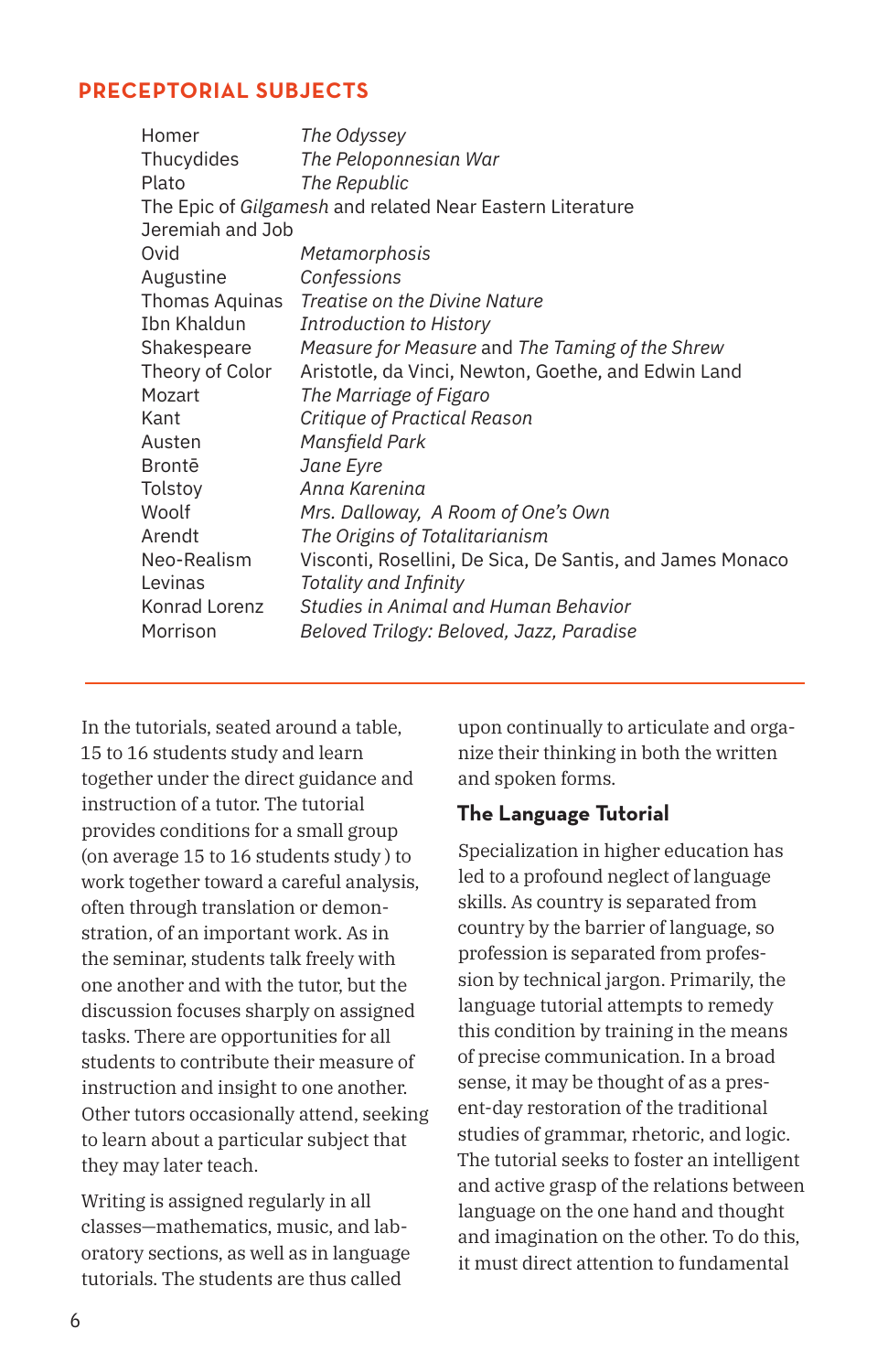## PRECEPTORIAL SUBJECTS

| | |
|---|---|
| Homer | *The Odyssey* |
| Thucydides | *The Peloponnesian War* |
| Plato | *The Republic* |
| The Epic of *Gilgamesh* and related Near Eastern Literature | |
| Jeremiah and Job | |
| Ovid | *Metamorphosis* |
| Augustine | *Confessions* |
| Thomas Aquinas | *Treatise on the Divine Nature* |
| Ibn Khaldun | *Introduction to History* |
| Shakespeare | *Measure for Measure* and *The Taming of the Shrew* |
| Theory of Color | Aristotle, da Vinci, Newton, Goethe, and Edwin Land |
| Mozart | *The Marriage of Figaro* |
| Kant | *Critique of Practical Reason* |
| Austen | *Mansfield Park* |
| Brontē | *Jane Eyre* |
| Tolstoy | *Anna Karenina* |
| Woolf | *Mrs. Dalloway, A Room of One's Own* |
| Arendt | *The Origins of Totalitarianism* |
| Neo-Realism | Visconti, Rosellini, De Sica, De Santis, and James Monaco |
| Levinas | *Totality and Infinity* |
| Konrad Lorenz | *Studies in Animal and Human Behavior* |
| Morrison | *Beloved Trilogy: Beloved, Jazz, Paradise* |

---

In the tutorials, seated around a table, 15 to 16 students study and learn together under the direct guidance and instruction of a tutor. The tutorial provides conditions for a small group (on average 15 to 16 students study ) to work together toward a careful analysis, often through translation or demonstration, of an important work. As in the seminar, students talk freely with one another and with the tutor, but the discussion focuses sharply on assigned tasks. There are opportunities for all students to contribute their measure of instruction and insight to one another. Other tutors occasionally attend, seeking to learn about a particular subject that they may later teach.

Writing is assigned regularly in all classes—mathematics, music, and laboratory sections, as well as in language tutorials. The students are thus called upon continually to articulate and organize their thinking in both the written and spoken forms.

### The Language Tutorial

Specialization in higher education has led to a profound neglect of language skills. As country is separated from country by the barrier of language, so profession is separated from profession by technical jargon. Primarily, the language tutorial attempts to remedy this condition by training in the means of precise communication. In a broad sense, it may be thought of as a present-day restoration of the traditional studies of grammar, rhetoric, and logic. The tutorial seeks to foster an intelligent and active grasp of the relations between language on the one hand and thought and imagination on the other. To do this, it must direct attention to fundamental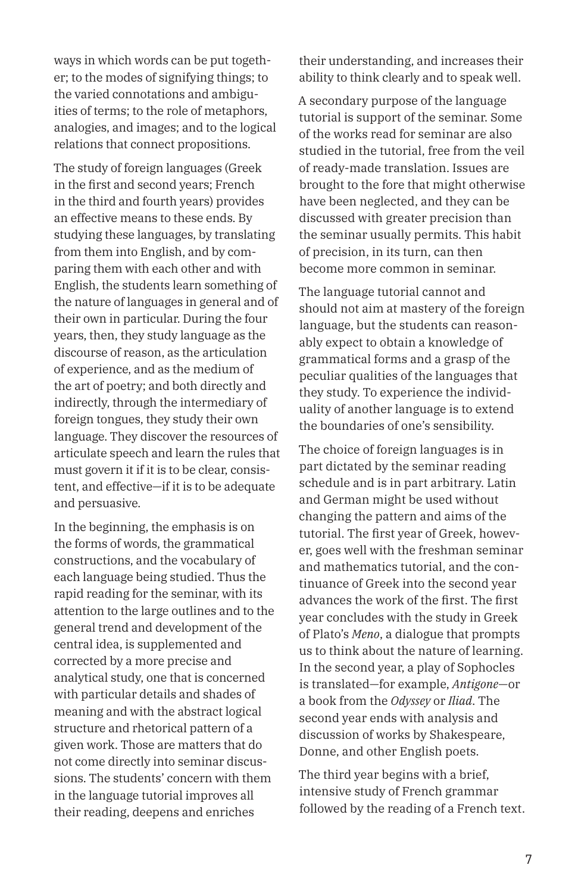ways in which words can be put together; to the modes of signifying things; to the varied connotations and ambiguities of terms; to the role of metaphors, analogies, and images; and to the logical relations that connect propositions.

The study of foreign languages (Greek in the first and second years; French in the third and fourth years) provides an effective means to these ends. By studying these languages, by translating from them into English, and by comparing them with each other and with English, the students learn something of the nature of languages in general and of their own in particular. During the four years, then, they study language as the discourse of reason, as the articulation of experience, and as the medium of the art of poetry; and both directly and indirectly, through the intermediary of foreign tongues, they study their own language. They discover the resources of articulate speech and learn the rules that must govern it if it is to be clear, consistent, and effective—if it is to be adequate and persuasive.

In the beginning, the emphasis is on the forms of words, the grammatical constructions, and the vocabulary of each language being studied. Thus the rapid reading for the seminar, with its attention to the large outlines and to the general trend and development of the central idea, is supplemented and corrected by a more precise and analytical study, one that is concerned with particular details and shades of meaning and with the abstract logical structure and rhetorical pattern of a given work. Those are matters that do not come directly into seminar discussions. The students' concern with them in the language tutorial improves all their reading, deepens and enriches their understanding, and increases their ability to think clearly and to speak well.

A secondary purpose of the language tutorial is support of the seminar. Some of the works read for seminar are also studied in the tutorial, free from the veil of ready-made translation. Issues are brought to the fore that might otherwise have been neglected, and they can be discussed with greater precision than the seminar usually permits. This habit of precision, in its turn, can then become more common in seminar.

The language tutorial cannot and should not aim at mastery of the foreign language, but the students can reasonably expect to obtain a knowledge of grammatical forms and a grasp of the peculiar qualities of the languages that they study. To experience the individuality of another language is to extend the boundaries of one's sensibility.

The choice of foreign languages is in part dictated by the seminar reading schedule and is in part arbitrary. Latin and German might be used without changing the pattern and aims of the tutorial. The first year of Greek, however, goes well with the freshman seminar and mathematics tutorial, and the continuance of Greek into the second year advances the work of the first. The first year concludes with the study in Greek of Plato's *Meno*, a dialogue that prompts us to think about the nature of learning. In the second year, a play of Sophocles is translated—for example, *Antigone*—or a book from the *Odyssey* or *Iliad*. The second year ends with analysis and discussion of works by Shakespeare, Donne, and other English poets.

The third year begins with a brief, intensive study of French grammar followed by the reading of a French text.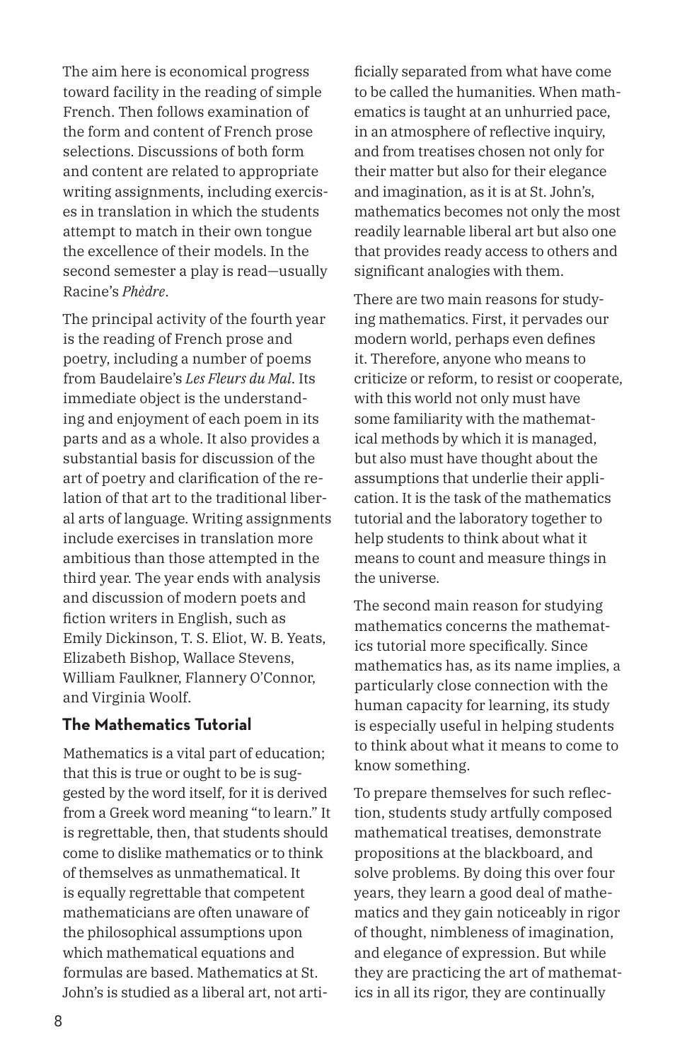The aim here is economical progress toward facility in the reading of simple French. Then follows examination of the form and content of French prose selections. Discussions of both form and content are related to appropriate writing assignments, including exercises in translation in which the students attempt to match in their own tongue the excellence of their models. In the second semester a play is read—usually Racine's *Phèdre*.

The principal activity of the fourth year is the reading of French prose and poetry, including a number of poems from Baudelaire's *Les Fleurs du Mal*. Its immediate object is the understanding and enjoyment of each poem in its parts and as a whole. It also provides a substantial basis for discussion of the art of poetry and clarification of the relation of that art to the traditional liberal arts of language. Writing assignments include exercises in translation more ambitious than those attempted in the third year. The year ends with analysis and discussion of modern poets and fiction writers in English, such as Emily Dickinson, T. S. Eliot, W. B. Yeats, Elizabeth Bishop, Wallace Stevens, William Faulkner, Flannery O'Connor, and Virginia Woolf.

## The Mathematics Tutorial

Mathematics is a vital part of education; that this is true or ought to be is suggested by the word itself, for it is derived from a Greek word meaning "to learn." It is regrettable, then, that students should come to dislike mathematics or to think of themselves as unmathematical. It is equally regrettable that competent mathematicians are often unaware of the philosophical assumptions upon which mathematical equations and formulas are based. Mathematics at St. John's is studied as a liberal art, not artificially separated from what have come to be called the humanities. When mathematics is taught at an unhurried pace, in an atmosphere of reflective inquiry, and from treatises chosen not only for their matter but also for their elegance and imagination, as it is at St. John's, mathematics becomes not only the most readily learnable liberal art but also one that provides ready access to others and significant analogies with them.

There are two main reasons for studying mathematics. First, it pervades our modern world, perhaps even defines it. Therefore, anyone who means to criticize or reform, to resist or cooperate, with this world not only must have some familiarity with the mathematical methods by which it is managed, but also must have thought about the assumptions that underlie their application. It is the task of the mathematics tutorial and the laboratory together to help students to think about what it means to count and measure things in the universe.

The second main reason for studying mathematics concerns the mathematics tutorial more specifically. Since mathematics has, as its name implies, a particularly close connection with the human capacity for learning, its study is especially useful in helping students to think about what it means to come to know something.

To prepare themselves for such reflection, students study artfully composed mathematical treatises, demonstrate propositions at the blackboard, and solve problems. By doing this over four years, they learn a good deal of mathematics and they gain noticeably in rigor of thought, nimbleness of imagination, and elegance of expression. But while they are practicing the art of mathematics in all its rigor, they are continually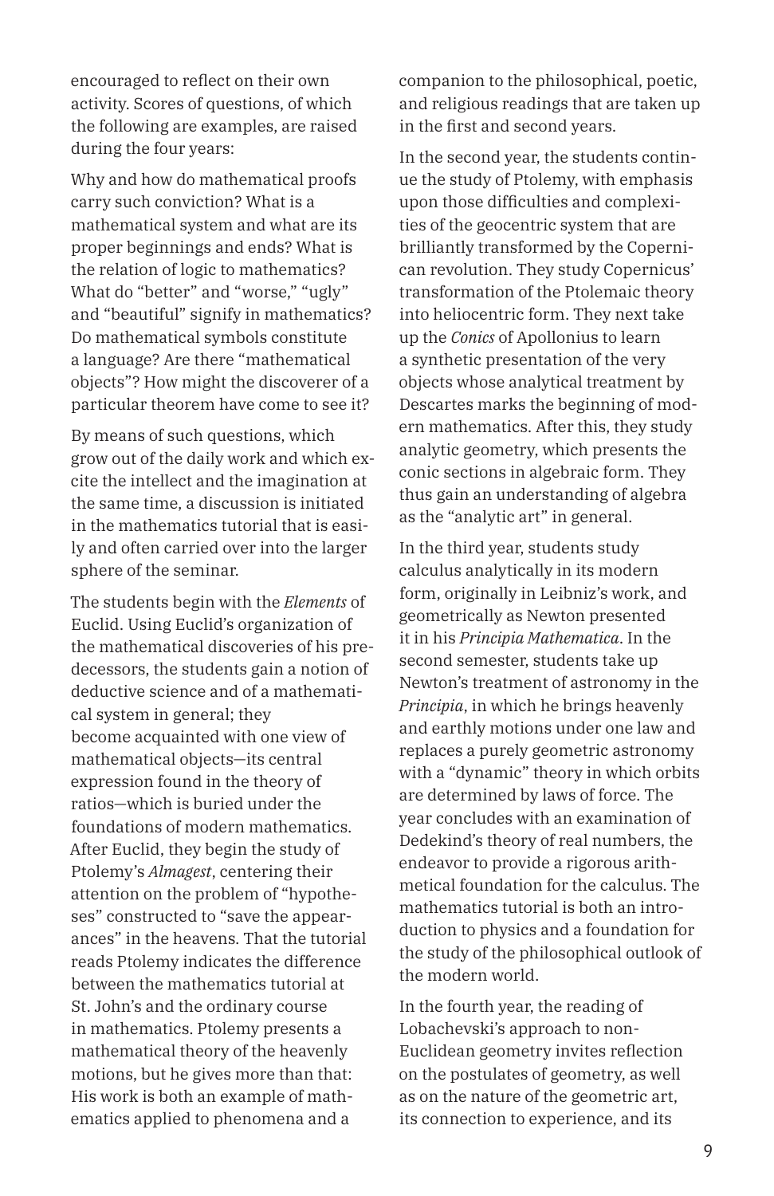encouraged to reflect on their own activity. Scores of questions, of which the following are examples, are raised during the four years:

Why and how do mathematical proofs carry such conviction? What is a mathematical system and what are its proper beginnings and ends? What is the relation of logic to mathematics? What do "better" and "worse," "ugly" and "beautiful" signify in mathematics? Do mathematical symbols constitute a language? Are there "mathematical objects"? How might the discoverer of a particular theorem have come to see it?

By means of such questions, which grow out of the daily work and which excite the intellect and the imagination at the same time, a discussion is initiated in the mathematics tutorial that is easily and often carried over into the larger sphere of the seminar.

The students begin with the *Elements* of Euclid. Using Euclid's organization of the mathematical discoveries of his predecessors, the students gain a notion of deductive science and of a mathematical system in general; they become acquainted with one view of mathematical objects—its central expression found in the theory of ratios—which is buried under the foundations of modern mathematics. After Euclid, they begin the study of Ptolemy's *Almagest*, centering their attention on the problem of "hypotheses" constructed to "save the appearances" in the heavens. That the tutorial reads Ptolemy indicates the difference between the mathematics tutorial at St. John's and the ordinary course in mathematics. Ptolemy presents a mathematical theory of the heavenly motions, but he gives more than that: His work is both an example of mathematics applied to phenomena and a companion to the philosophical, poetic, and religious readings that are taken up in the first and second years.

In the second year, the students continue the study of Ptolemy, with emphasis upon those difficulties and complexities of the geocentric system that are brilliantly transformed by the Copernican revolution. They study Copernicus' transformation of the Ptolemaic theory into heliocentric form. They next take up the *Conics* of Apollonius to learn a synthetic presentation of the very objects whose analytical treatment by Descartes marks the beginning of modern mathematics. After this, they study analytic geometry, which presents the conic sections in algebraic form. They thus gain an understanding of algebra as the "analytic art" in general.

In the third year, students study calculus analytically in its modern form, originally in Leibniz's work, and geometrically as Newton presented it in his *Principia Mathematica*. In the second semester, students take up Newton's treatment of astronomy in the *Principia*, in which he brings heavenly and earthly motions under one law and replaces a purely geometric astronomy with a "dynamic" theory in which orbits are determined by laws of force. The year concludes with an examination of Dedekind's theory of real numbers, the endeavor to provide a rigorous arithmetical foundation for the calculus. The mathematics tutorial is both an introduction to physics and a foundation for the study of the philosophical outlook of the modern world.

In the fourth year, the reading of Lobachevski's approach to non-Euclidean geometry invites reflection on the postulates of geometry, as well as on the nature of the geometric art, its connection to experience, and its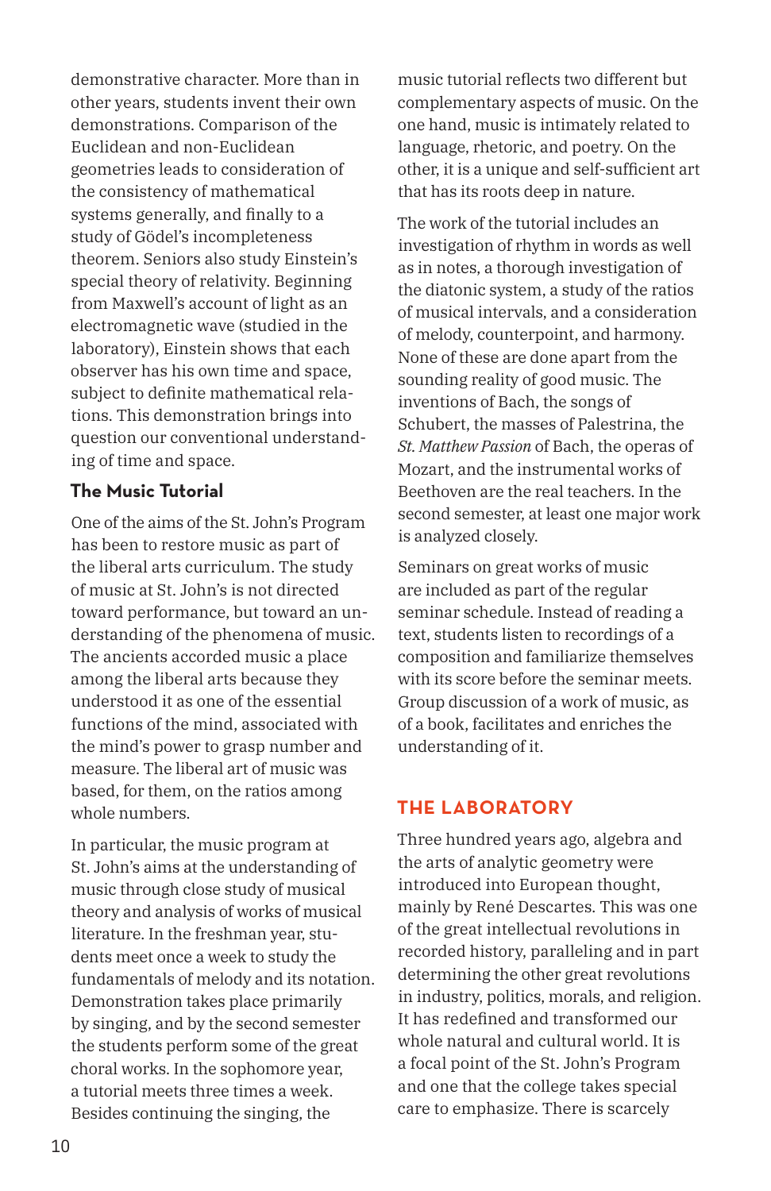demonstrative character. More than in other years, students invent their own demonstrations. Comparison of the Euclidean and non-Euclidean geometries leads to consideration of the consistency of mathematical systems generally, and finally to a study of Gödel's incompleteness theorem. Seniors also study Einstein's special theory of relativity. Beginning from Maxwell's account of light as an electromagnetic wave (studied in the laboratory), Einstein shows that each observer has his own time and space, subject to definite mathematical relations. This demonstration brings into question our conventional understanding of time and space.

### The Music Tutorial

One of the aims of the St. John's Program has been to restore music as part of the liberal arts curriculum. The study of music at St. John's is not directed toward performance, but toward an understanding of the phenomena of music. The ancients accorded music a place among the liberal arts because they understood it as one of the essential functions of the mind, associated with the mind's power to grasp number and measure. The liberal art of music was based, for them, on the ratios among whole numbers.

In particular, the music program at St. John's aims at the understanding of music through close study of musical theory and analysis of works of musical literature. In the freshman year, students meet once a week to study the fundamentals of melody and its notation. Demonstration takes place primarily by singing, and by the second semester the students perform some of the great choral works. In the sophomore year, a tutorial meets three times a week. Besides continuing the singing, the music tutorial reflects two different but complementary aspects of music. On the one hand, music is intimately related to language, rhetoric, and poetry. On the other, it is a unique and self-sufficient art that has its roots deep in nature.

The work of the tutorial includes an investigation of rhythm in words as well as in notes, a thorough investigation of the diatonic system, a study of the ratios of musical intervals, and a consideration of melody, counterpoint, and harmony. None of these are done apart from the sounding reality of good music. The inventions of Bach, the songs of Schubert, the masses of Palestrina, the *St. Matthew Passion* of Bach, the operas of Mozart, and the instrumental works of Beethoven are the real teachers. In the second semester, at least one major work is analyzed closely.

Seminars on great works of music are included as part of the regular seminar schedule. Instead of reading a text, students listen to recordings of a composition and familiarize themselves with its score before the seminar meets. Group discussion of a work of music, as of a book, facilitates and enriches the understanding of it.

## THE LABORATORY

Three hundred years ago, algebra and the arts of analytic geometry were introduced into European thought, mainly by René Descartes. This was one of the great intellectual revolutions in recorded history, paralleling and in part determining the other great revolutions in industry, politics, morals, and religion. It has redefined and transformed our whole natural and cultural world. It is a focal point of the St. John's Program and one that the college takes special care to emphasize. There is scarcely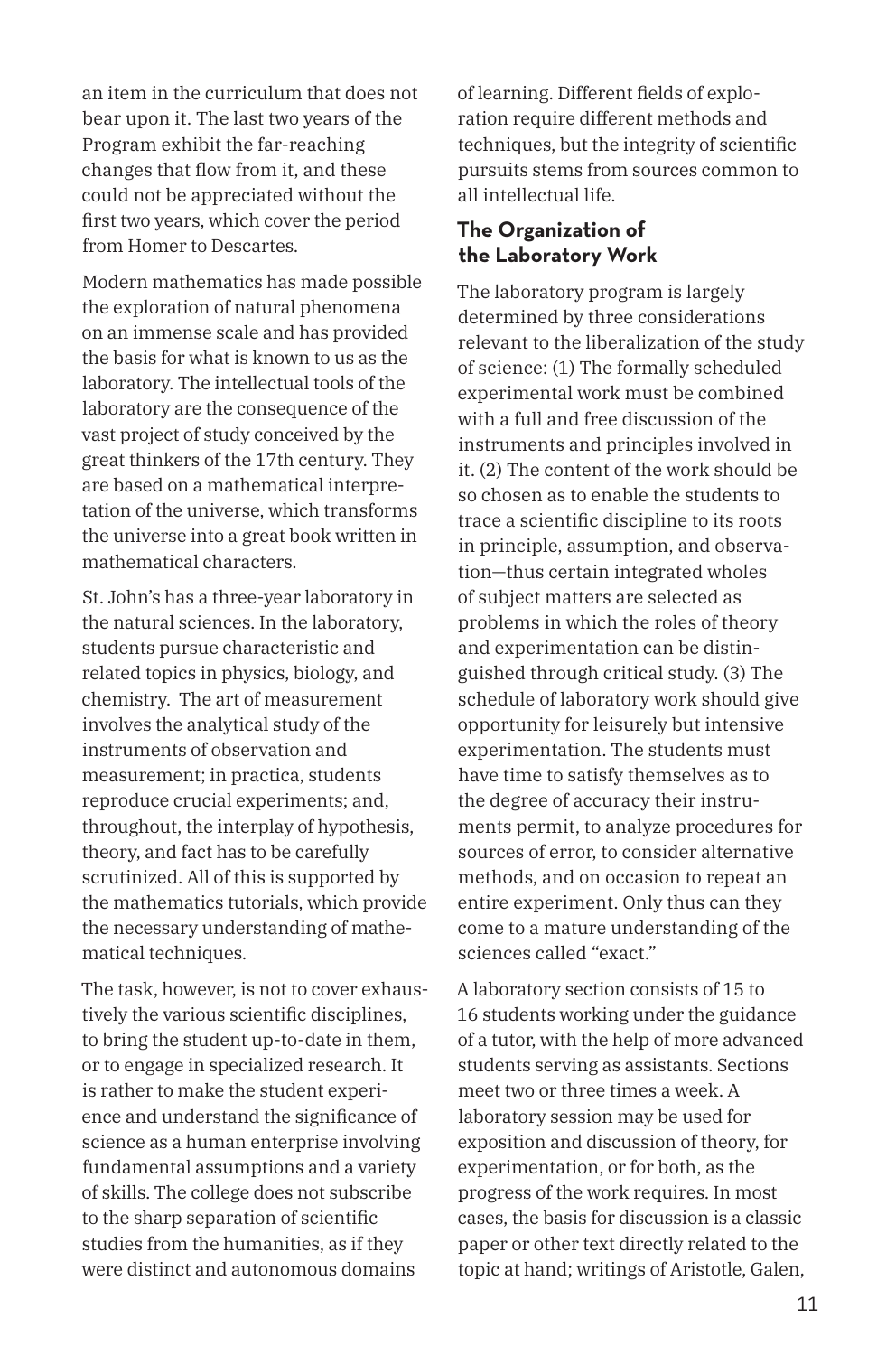an item in the curriculum that does not bear upon it. The last two years of the Program exhibit the far-reaching changes that flow from it, and these could not be appreciated without the first two years, which cover the period from Homer to Descartes.

Modern mathematics has made possible the exploration of natural phenomena on an immense scale and has provided the basis for what is known to us as the laboratory. The intellectual tools of the laboratory are the consequence of the vast project of study conceived by the great thinkers of the 17th century. They are based on a mathematical interpretation of the universe, which transforms the universe into a great book written in mathematical characters.

St. John's has a three-year laboratory in the natural sciences. In the laboratory, students pursue characteristic and related topics in physics, biology, and chemistry. The art of measurement involves the analytical study of the instruments of observation and measurement; in practica, students reproduce crucial experiments; and, throughout, the interplay of hypothesis, theory, and fact has to be carefully scrutinized. All of this is supported by the mathematics tutorials, which provide the necessary understanding of mathematical techniques.

The task, however, is not to cover exhaustively the various scientific disciplines, to bring the student up-to-date in them, or to engage in specialized research. It is rather to make the student experience and understand the significance of science as a human enterprise involving fundamental assumptions and a variety of skills. The college does not subscribe to the sharp separation of scientific studies from the humanities, as if they were distinct and autonomous domains of learning. Different fields of exploration require different methods and techniques, but the integrity of scientific pursuits stems from sources common to all intellectual life.

## The Organization of the Laboratory Work

The laboratory program is largely determined by three considerations relevant to the liberalization of the study of science: (1) The formally scheduled experimental work must be combined with a full and free discussion of the instruments and principles involved in it. (2) The content of the work should be so chosen as to enable the students to trace a scientific discipline to its roots in principle, assumption, and observation—thus certain integrated wholes of subject matters are selected as problems in which the roles of theory and experimentation can be distinguished through critical study. (3) The schedule of laboratory work should give opportunity for leisurely but intensive experimentation. The students must have time to satisfy themselves as to the degree of accuracy their instruments permit, to analyze procedures for sources of error, to consider alternative methods, and on occasion to repeat an entire experiment. Only thus can they come to a mature understanding of the sciences called "exact."

A laboratory section consists of 15 to 16 students working under the guidance of a tutor, with the help of more advanced students serving as assistants. Sections meet two or three times a week. A laboratory session may be used for exposition and discussion of theory, for experimentation, or for both, as the progress of the work requires. In most cases, the basis for discussion is a classic paper or other text directly related to the topic at hand; writings of Aristotle, Galen,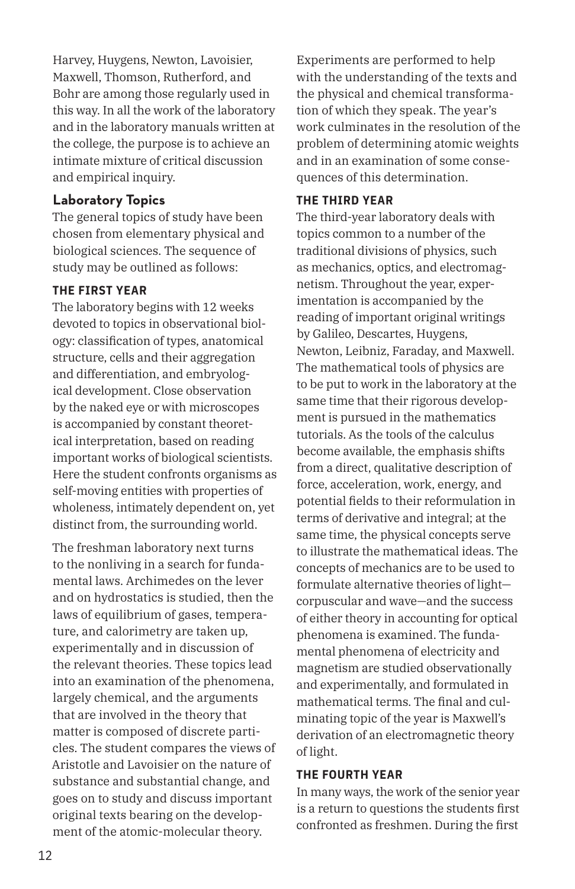Harvey, Huygens, Newton, Lavoisier, Maxwell, Thomson, Rutherford, and Bohr are among those regularly used in this way. In all the work of the laboratory and in the laboratory manuals written at the college, the purpose is to achieve an intimate mixture of critical discussion and empirical inquiry.

## Laboratory Topics

The general topics of study have been chosen from elementary physical and biological sciences. The sequence of study may be outlined as follows:

### THE FIRST YEAR

The laboratory begins with 12 weeks devoted to topics in observational biology: classification of types, anatomical structure, cells and their aggregation and differentiation, and embryological development. Close observation by the naked eye or with microscopes is accompanied by constant theoretical interpretation, based on reading important works of biological scientists. Here the student confronts organisms as self-moving entities with properties of wholeness, intimately dependent on, yet distinct from, the surrounding world.

The freshman laboratory next turns to the nonliving in a search for fundamental laws. Archimedes on the lever and on hydrostatics is studied, then the laws of equilibrium of gases, temperature, and calorimetry are taken up, experimentally and in discussion of the relevant theories. These topics lead into an examination of the phenomena, largely chemical, and the arguments that are involved in the theory that matter is composed of discrete particles. The student compares the views of Aristotle and Lavoisier on the nature of substance and substantial change, and goes on to study and discuss important original texts bearing on the development of the atomic-molecular theory. Experiments are performed to help with the understanding of the texts and the physical and chemical transformation of which they speak. The year's work culminates in the resolution of the problem of determining atomic weights and in an examination of some consequences of this determination.

### THE THIRD YEAR

The third-year laboratory deals with topics common to a number of the traditional divisions of physics, such as mechanics, optics, and electromagnetism. Throughout the year, experimentation is accompanied by the reading of important original writings by Galileo, Descartes, Huygens, Newton, Leibniz, Faraday, and Maxwell. The mathematical tools of physics are to be put to work in the laboratory at the same time that their rigorous development is pursued in the mathematics tutorials. As the tools of the calculus become available, the emphasis shifts from a direct, qualitative description of force, acceleration, work, energy, and potential fields to their reformulation in terms of derivative and integral; at the same time, the physical concepts serve to illustrate the mathematical ideas. The concepts of mechanics are to be used to formulate alternative theories of light—corpuscular and wave—and the success of either theory in accounting for optical phenomena is examined. The fundamental phenomena of electricity and magnetism are studied observationally and experimentally, and formulated in mathematical terms. The final and culminating topic of the year is Maxwell's derivation of an electromagnetic theory of light.

### THE FOURTH YEAR

In many ways, the work of the senior year is a return to questions the students first confronted as freshmen. During the first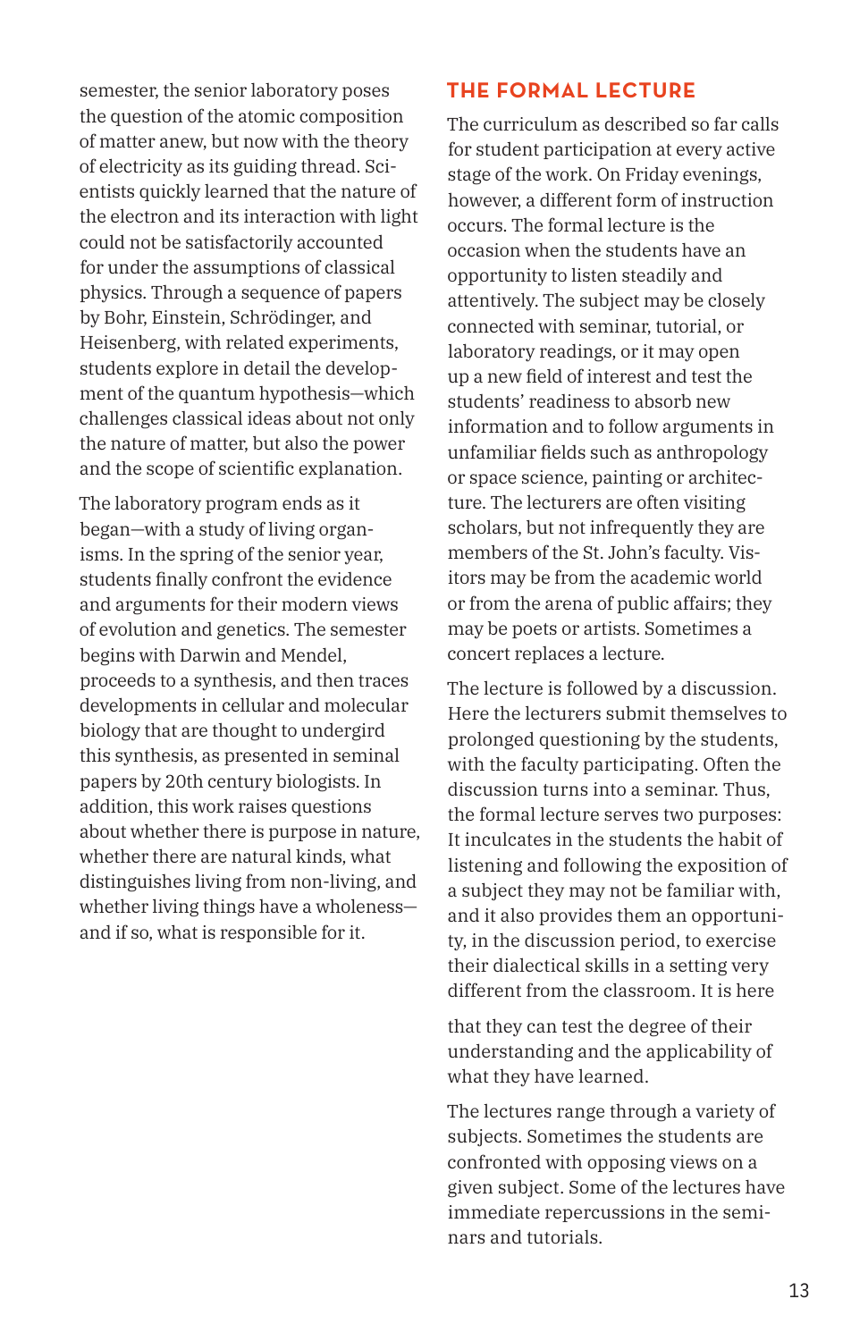semester, the senior laboratory poses the question of the atomic composition of matter anew, but now with the theory of electricity as its guiding thread. Scientists quickly learned that the nature of the electron and its interaction with light could not be satisfactorily accounted for under the assumptions of classical physics. Through a sequence of papers by Bohr, Einstein, Schrödinger, and Heisenberg, with related experiments, students explore in detail the development of the quantum hypothesis—which challenges classical ideas about not only the nature of matter, but also the power and the scope of scientific explanation.

The laboratory program ends as it began—with a study of living organisms. In the spring of the senior year, students finally confront the evidence and arguments for their modern views of evolution and genetics. The semester begins with Darwin and Mendel, proceeds to a synthesis, and then traces developments in cellular and molecular biology that are thought to undergird this synthesis, as presented in seminal papers by 20th century biologists. In addition, this work raises questions about whether there is purpose in nature, whether there are natural kinds, what distinguishes living from non-living, and whether living things have a wholeness—and if so, what is responsible for it.

## THE FORMAL LECTURE

The curriculum as described so far calls for student participation at every active stage of the work. On Friday evenings, however, a different form of instruction occurs. The formal lecture is the occasion when the students have an opportunity to listen steadily and attentively. The subject may be closely connected with seminar, tutorial, or laboratory readings, or it may open up a new field of interest and test the students' readiness to absorb new information and to follow arguments in unfamiliar fields such as anthropology or space science, painting or architecture. The lecturers are often visiting scholars, but not infrequently they are members of the St. John's faculty. Visitors may be from the academic world or from the arena of public affairs; they may be poets or artists. Sometimes a concert replaces a lecture.

The lecture is followed by a discussion. Here the lecturers submit themselves to prolonged questioning by the students, with the faculty participating. Often the discussion turns into a seminar. Thus, the formal lecture serves two purposes: It inculcates in the students the habit of listening and following the exposition of a subject they may not be familiar with, and it also provides them an opportunity, in the discussion period, to exercise their dialectical skills in a setting very different from the classroom. It is here that they can test the degree of their understanding and the applicability of what they have learned.

The lectures range through a variety of subjects. Sometimes the students are confronted with opposing views on a given subject. Some of the lectures have immediate repercussions in the seminars and tutorials.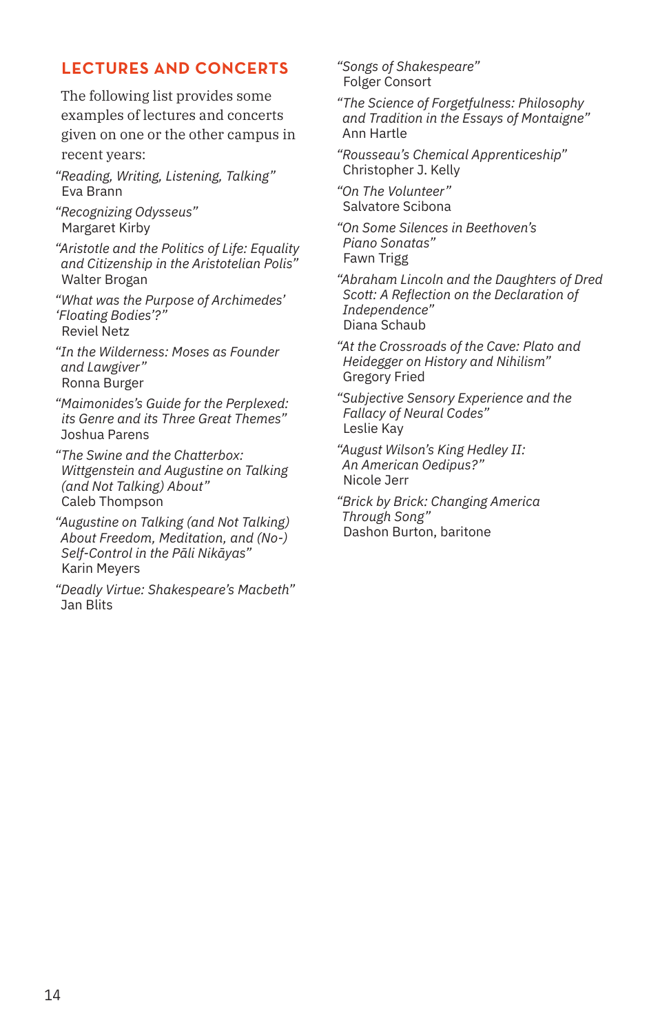## LECTURES AND CONCERTS

The following list provides some examples of lectures and concerts given on one or the other campus in recent years:

*"Reading, Writing, Listening, Talking"*
Eva Brann

*"Recognizing Odysseus"*
Margaret Kirby

*"Aristotle and the Politics of Life: Equality and Citizenship in the Aristotelian Polis"*
Walter Brogan

*"What was the Purpose of Archimedes' 'Floating Bodies'?"*
Reviel Netz

*"In the Wilderness: Moses as Founder and Lawgiver"*
Ronna Burger

*"Maimonides's Guide for the Perplexed: its Genre and its Three Great Themes"*
Joshua Parens

*"The Swine and the Chatterbox: Wittgenstein and Augustine on Talking (and Not Talking) About"*
Caleb Thompson

*"Augustine on Talking (and Not Talking) About Freedom, Meditation, and (No-) Self-Control in the Pāli Nikāyas"*
Karin Meyers

*"Deadly Virtue: Shakespeare's Macbeth"*
Jan Blits

*"Songs of Shakespeare"*
Folger Consort

*"The Science of Forgetfulness: Philosophy and Tradition in the Essays of Montaigne"*
Ann Hartle

*"Rousseau's Chemical Apprenticeship"*
Christopher J. Kelly

*"On The Volunteer"*
Salvatore Scibona

*"On Some Silences in Beethoven's Piano Sonatas"*
Fawn Trigg

*"Abraham Lincoln and the Daughters of Dred Scott: A Reflection on the Declaration of Independence"*
Diana Schaub

*"At the Crossroads of the Cave: Plato and Heidegger on History and Nihilism"*
Gregory Fried

*"Subjective Sensory Experience and the Fallacy of Neural Codes"*
Leslie Kay

*"August Wilson's King Hedley II: An American Oedipus?"*
Nicole Jerr

*"Brick by Brick: Changing America Through Song"*
Dashon Burton, baritone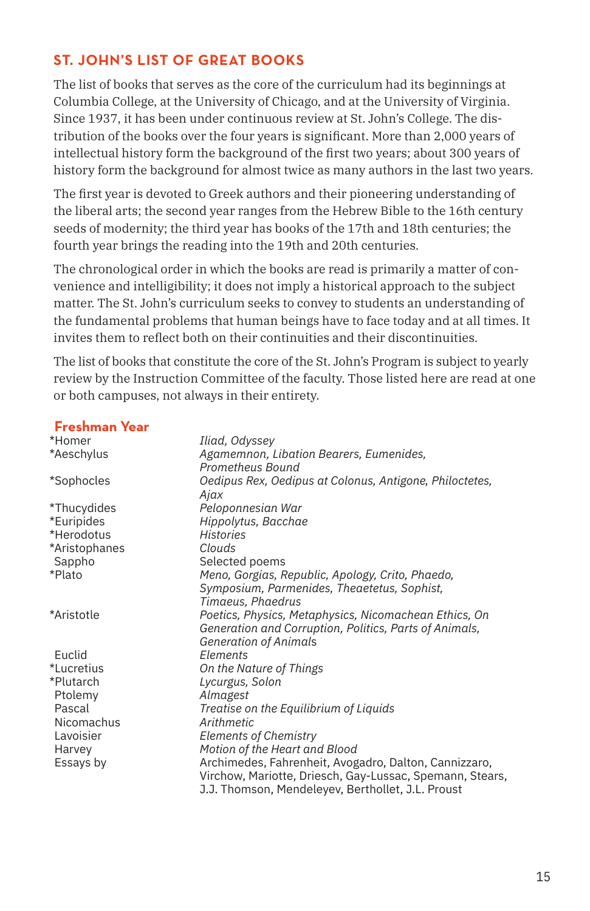## ST. JOHN'S LIST OF GREAT BOOKS

The list of books that serves as the core of the curriculum had its beginnings at Columbia College, at the University of Chicago, and at the University of Virginia. Since 1937, it has been under continuous review at St. John's College. The distribution of the books over the four years is significant. More than 2,000 years of intellectual history form the background of the first two years; about 300 years of history form the background for almost twice as many authors in the last two years.

The first year is devoted to Greek authors and their pioneering understanding of the liberal arts; the second year ranges from the Hebrew Bible to the 16th century seeds of modernity; the third year has books of the 17th and 18th centuries; the fourth year brings the reading into the 19th and 20th centuries.

The chronological order in which the books are read is primarily a matter of convenience and intelligibility; it does not imply a historical approach to the subject matter. The St. John's curriculum seeks to convey to students an understanding of the fundamental problems that human beings have to face today and at all times. It invites them to reflect both on their continuities and their discontinuities.

The list of books that constitute the core of the St. John's Program is subject to yearly review by the Instruction Committee of the faculty. Those listed here are read at one or both campuses, not always in their entirety.

### Freshman Year

| | |
|---|---|
| *Homer | *Iliad, Odyssey* |
| *Aeschylus | *Agamemnon, Libation Bearers, Eumenides, Prometheus Bound* |
| *Sophocles | *Oedipus Rex, Oedipus at Colonus, Antigone, Philoctetes, Ajax* |
| *Thucydides | *Peloponnesian War* |
| *Euripides | *Hippolytus, Bacchae* |
| *Herodotus | *Histories* |
| *Aristophanes | *Clouds* |
| Sappho | Selected poems |
| *Plato | *Meno, Gorgias, Republic, Apology, Crito, Phaedo, Symposium, Parmenides, Theaetetus, Sophist, Timaeus, Phaedrus* |
| *Aristotle | *Poetics, Physics, Metaphysics, Nicomachean Ethics, On Generation and Corruption, Politics, Parts of Animals, Generation of Animals* |
| Euclid | *Elements* |
| *Lucretius | *On the Nature of Things* |
| *Plutarch | *Lycurgus, Solon* |
| Ptolemy | *Almagest* |
| Pascal | *Treatise on the Equilibrium of Liquids* |
| Nicomachus | *Arithmetic* |
| Lavoisier | *Elements of Chemistry* |
| Harvey | *Motion of the Heart and Blood* |
| Essays by | Archimedes, Fahrenheit, Avogadro, Dalton, Cannizzaro, Virchow, Mariotte, Driesch, Gay-Lussac, Spemann, Stears, J.J. Thomson, Mendeleyev, Berthollet, J.L. Proust |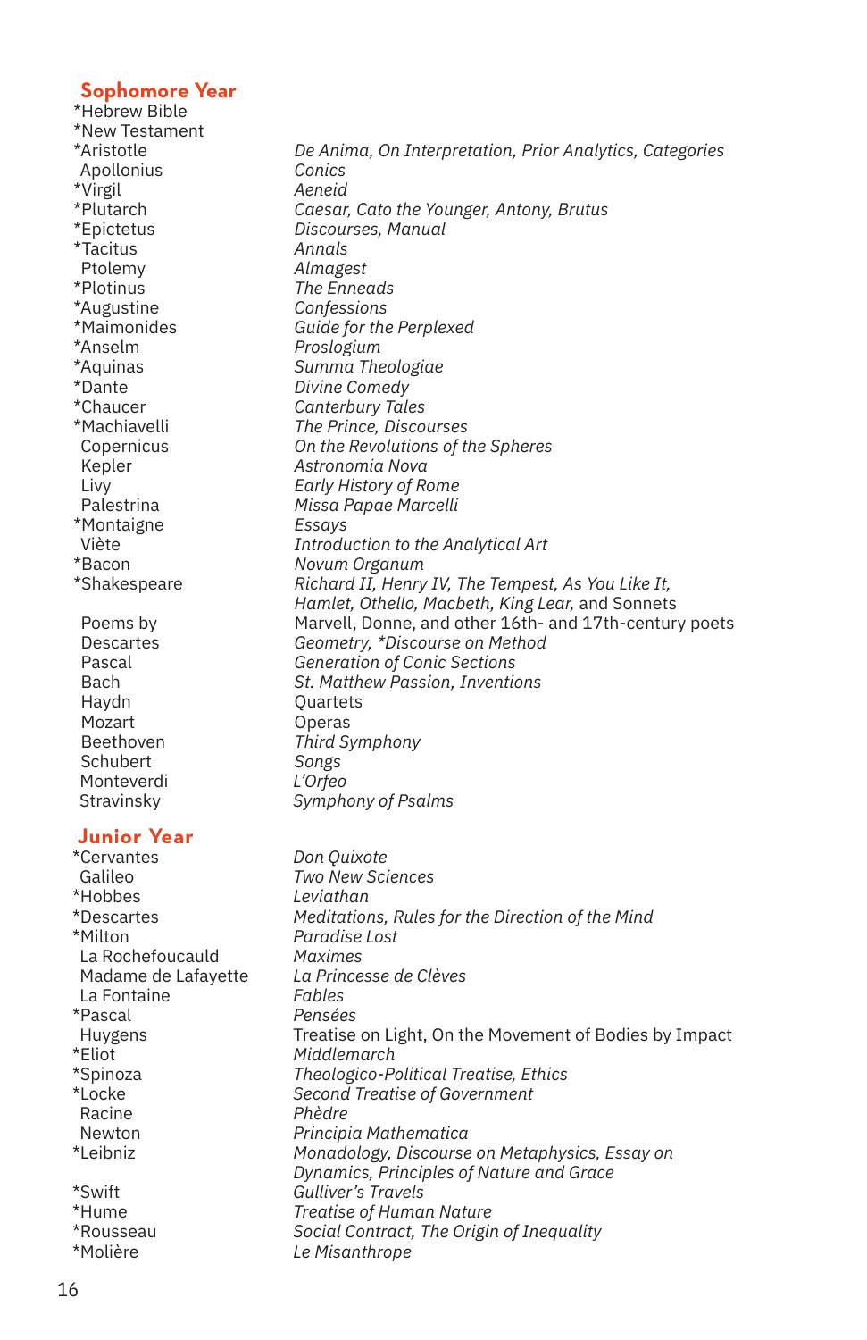## Sophomore Year

| | |
|---|---|
| *Hebrew Bible | |
| *New Testament | |
| *Aristotle | _De Anima, On Interpretation, Prior Analytics, Categories_ |
| Apollonius | _Conics_ |
| *Virgil | _Aeneid_ |
| *Plutarch | _Caesar, Cato the Younger, Antony, Brutus_ |
| *Epictetus | _Discourses, Manual_ |
| *Tacitus | _Annals_ |
| Ptolemy | _Almagest_ |
| *Plotinus | _The Enneads_ |
| *Augustine | _Confessions_ |
| *Maimonides | _Guide for the Perplexed_ |
| *Anselm | _Proslogium_ |
| *Aquinas | _Summa Theologiae_ |
| *Dante | _Divine Comedy_ |
| *Chaucer | _Canterbury Tales_ |
| *Machiavelli | _The Prince, Discourses_ |
| Copernicus | _On the Revolutions of the Spheres_ |
| Kepler | _Astronomia Nova_ |
| Livy | _Early History of Rome_ |
| Palestrina | _Missa Papae Marcelli_ |
| *Montaigne | _Essays_ |
| Viète | _Introduction to the Analytical Art_ |
| *Bacon | _Novum Organum_ |
| *Shakespeare | _Richard II, Henry IV, The Tempest, As You Like It, Hamlet, Othello, Macbeth, King Lear,_ and Sonnets |
| Poems by | Marvell, Donne, and other 16th- and 17th-century poets |
| Descartes | _Geometry, *Discourse on Method_ |
| Pascal | _Generation of Conic Sections_ |
| Bach | _St. Matthew Passion, Inventions_ |
| Haydn | Quartets |
| Mozart | Operas |
| Beethoven | _Third Symphony_ |
| Schubert | _Songs_ |
| Monteverdi | _L'Orfeo_ |
| Stravinsky | _Symphony of Psalms_ |

## Junior Year

| | |
|---|---|
| *Cervantes | _Don Quixote_ |
| Galileo | _Two New Sciences_ |
| *Hobbes | _Leviathan_ |
| *Descartes | _Meditations, Rules for the Direction of the Mind_ |
| *Milton | _Paradise Lost_ |
| La Rochefoucauld | _Maximes_ |
| Madame de Lafayette | _La Princesse de Clèves_ |
| La Fontaine | _Fables_ |
| *Pascal | _Pensées_ |
| Huygens | Treatise on Light, On the Movement of Bodies by Impact |
| *Eliot | _Middlemarch_ |
| *Spinoza | _Theologico-Political Treatise, Ethics_ |
| *Locke | _Second Treatise of Government_ |
| Racine | _Phèdre_ |
| Newton | _Principia Mathematica_ |
| *Leibniz | _Monadology, Discourse on Metaphysics, Essay on Dynamics, Principles of Nature and Grace_ |
| *Swift | _Gulliver's Travels_ |
| *Hume | _Treatise of Human Nature_ |
| *Rousseau | _Social Contract, The Origin of Inequality_ |
| *Molière | _Le Misanthrope_ |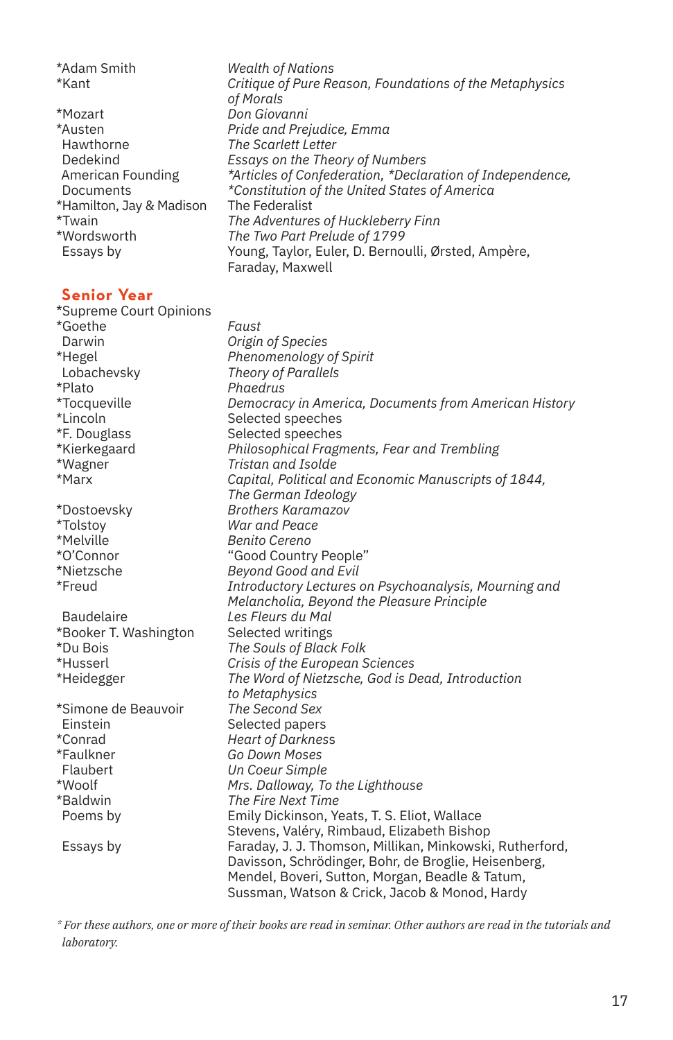| | |
|---|---|
| *Adam Smith | *Wealth of Nations* |
| *Kant | *Critique of Pure Reason, Foundations of the Metaphysics of Morals* |
| *Mozart | *Don Giovanni* |
| *Austen | *Pride and Prejudice, Emma* |
| Hawthorne | *The Scarlett Letter* |
| Dedekind | *Essays on the Theory of Numbers* |
| American Founding Documents | **Articles of Confederation, *Declaration of Independence, *Constitution of the United States of America* |
| *Hamilton, Jay & Madison | The Federalist |
| *Twain | *The Adventures of Huckleberry Finn* |
| *Wordsworth | *The Two Part Prelude of 1799* |
| Essays by | Young, Taylor, Euler, D. Bernoulli, Ørsted, Ampère, Faraday, Maxwell |

## Senior Year

| | |
|---|---|
| *Supreme Court Opinions | |
| *Goethe | *Faust* |
| Darwin | *Origin of Species* |
| *Hegel | *Phenomenology of Spirit* |
| Lobachevsky | *Theory of Parallels* |
| *Plato | *Phaedrus* |
| *Tocqueville | *Democracy in America, Documents from American History* |
| *Lincoln | Selected speeches |
| *F. Douglass | Selected speeches |
| *Kierkegaard | *Philosophical Fragments, Fear and Trembling* |
| *Wagner | *Tristan and Isolde* |
| *Marx | *Capital, Political and Economic Manuscripts of 1844, The German Ideology* |
| *Dostoevsky | *Brothers Karamazov* |
| *Tolstoy | *War and Peace* |
| *Melville | *Benito Cereno* |
| *O'Connor | "Good Country People" |
| *Nietzsche | *Beyond Good and Evil* |
| *Freud | *Introductory Lectures on Psychoanalysis, Mourning and Melancholia, Beyond the Pleasure Principle* |
| Baudelaire | *Les Fleurs du Mal* |
| *Booker T. Washington | Selected writings |
| *Du Bois | *The Souls of Black Folk* |
| *Husserl | *Crisis of the European Sciences* |
| *Heidegger | *The Word of Nietzsche, God is Dead, Introduction to Metaphysics* |
| *Simone de Beauvoir | *The Second Sex* |
| Einstein | Selected papers |
| *Conrad | *Heart of Darkness* |
| *Faulkner | *Go Down Moses* |
| Flaubert | *Un Coeur Simple* |
| *Woolf | *Mrs. Dalloway, To the Lighthouse* |
| *Baldwin | *The Fire Next Time* |
| Poems by | Emily Dickinson, Yeats, T. S. Eliot, Wallace Stevens, Valéry, Rimbaud, Elizabeth Bishop |
| Essays by | Faraday, J. J. Thomson, Millikan, Minkowski, Rutherford, Davisson, Schrödinger, Bohr, de Broglie, Heisenberg, Mendel, Boveri, Sutton, Morgan, Beadle & Tatum, Sussman, Watson & Crick, Jacob & Monod, Hardy |

*\* For these authors, one or more of their books are read in seminar. Other authors are read in the tutorials and laboratory.*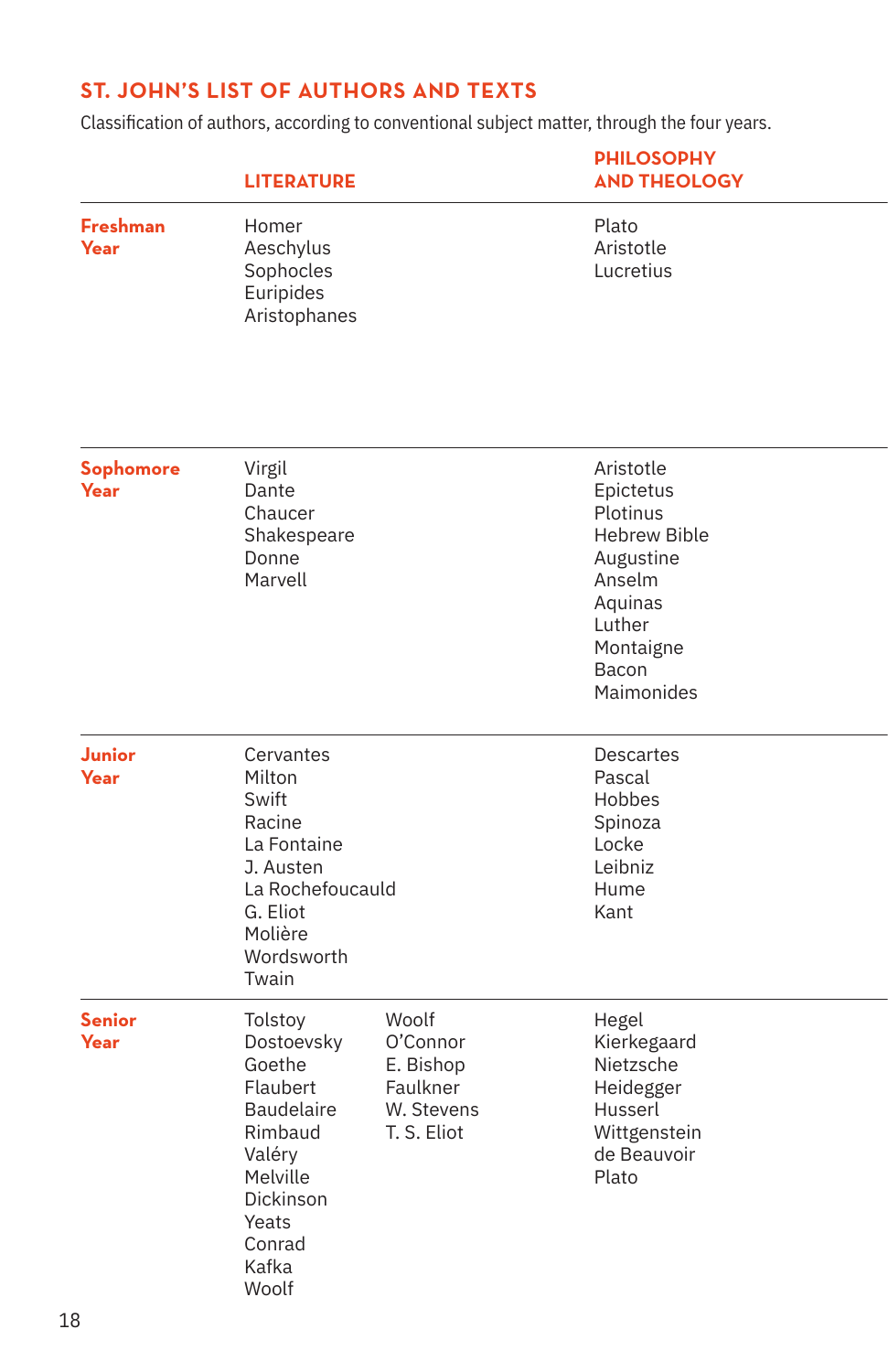## ST. JOHN'S LIST OF AUTHORS AND TEXTS

Classification of authors, according to conventional subject matter, through the four years.

| | LITERATURE | PHILOSOPHY AND THEOLOGY |
|---|---|---|
| **Freshman Year** | Homer<br>Aeschylus<br>Sophocles<br>Euripides<br>Aristophanes | Plato<br>Aristotle<br>Lucretius |
| **Sophomore Year** | Virgil<br>Dante<br>Chaucer<br>Shakespeare<br>Donne<br>Marvell | Aristotle<br>Epictetus<br>Plotinus<br>Hebrew Bible<br>Augustine<br>Anselm<br>Aquinas<br>Luther<br>Montaigne<br>Bacon<br>Maimonides |
| **Junior Year** | Cervantes<br>Milton<br>Swift<br>Racine<br>La Fontaine<br>J. Austen<br>La Rochefoucauld<br>G. Eliot<br>Molière<br>Wordsworth<br>Twain | Descartes<br>Pascal<br>Hobbes<br>Spinoza<br>Locke<br>Leibniz<br>Hume<br>Kant |
| **Senior Year** | Tolstoy<br>Dostoevsky<br>Goethe<br>Flaubert<br>Baudelaire<br>Rimbaud<br>Valéry<br>Melville<br>Dickinson<br>Yeats<br>Conrad<br>Kafka<br>Woolf<br>Woolf<br>O'Connor<br>E. Bishop<br>Faulkner<br>W. Stevens<br>T. S. Eliot | Hegel<br>Kierkegaard<br>Nietzsche<br>Heidegger<br>Husserl<br>Wittgenstein<br>de Beauvoir<br>Plato |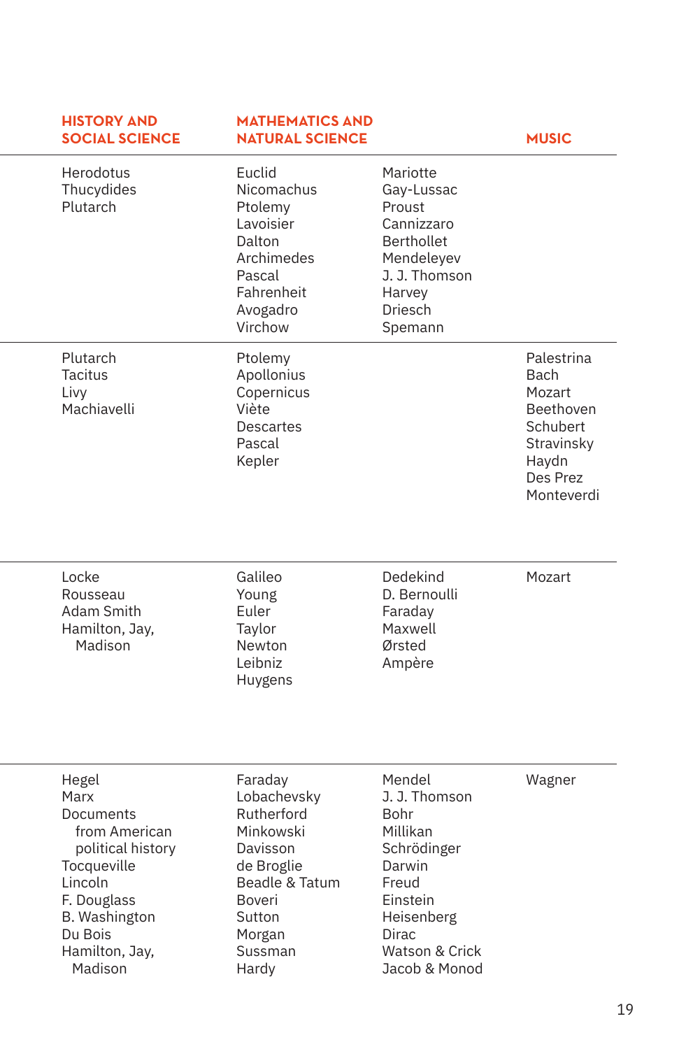| HISTORY AND SOCIAL SCIENCE | MATHEMATICS AND NATURAL SCIENCE | | MUSIC |
|---|---|---|---|
| Herodotus<br>Thucydides<br>Plutarch | Euclid<br>Nicomachus<br>Ptolemy<br>Lavoisier<br>Dalton<br>Archimedes<br>Pascal<br>Fahrenheit<br>Avogadro<br>Virchow | Mariotte<br>Gay-Lussac<br>Proust<br>Cannizzaro<br>Berthollet<br>Mendeleyev<br>J. J. Thomson<br>Harvey<br>Driesch<br>Spemann | |
| Plutarch<br>Tacitus<br>Livy<br>Machiavelli | Ptolemy<br>Apollonius<br>Copernicus<br>Viète<br>Descartes<br>Pascal<br>Kepler | | Palestrina<br>Bach<br>Mozart<br>Beethoven<br>Schubert<br>Stravinsky<br>Haydn<br>Des Prez<br>Monteverdi |
| Locke<br>Rousseau<br>Adam Smith<br>Hamilton, Jay, Madison | Galileo<br>Young<br>Euler<br>Taylor<br>Newton<br>Leibniz<br>Huygens | Dedekind<br>D. Bernoulli<br>Faraday<br>Maxwell<br>Ørsted<br>Ampère | Mozart |
| Hegel<br>Marx<br>Documents from American political history<br>Tocqueville<br>Lincoln<br>F. Douglass<br>B. Washington<br>Du Bois<br>Hamilton, Jay, Madison | Faraday<br>Lobachevsky<br>Rutherford<br>Minkowski<br>Davisson<br>de Broglie<br>Beadle & Tatum<br>Boveri<br>Sutton<br>Morgan<br>Sussman<br>Hardy | Mendel<br>J. J. Thomson<br>Bohr<br>Millikan<br>Schrödinger<br>Darwin<br>Freud<br>Einstein<br>Heisenberg<br>Dirac<br>Watson & Crick<br>Jacob & Monod | Wagner |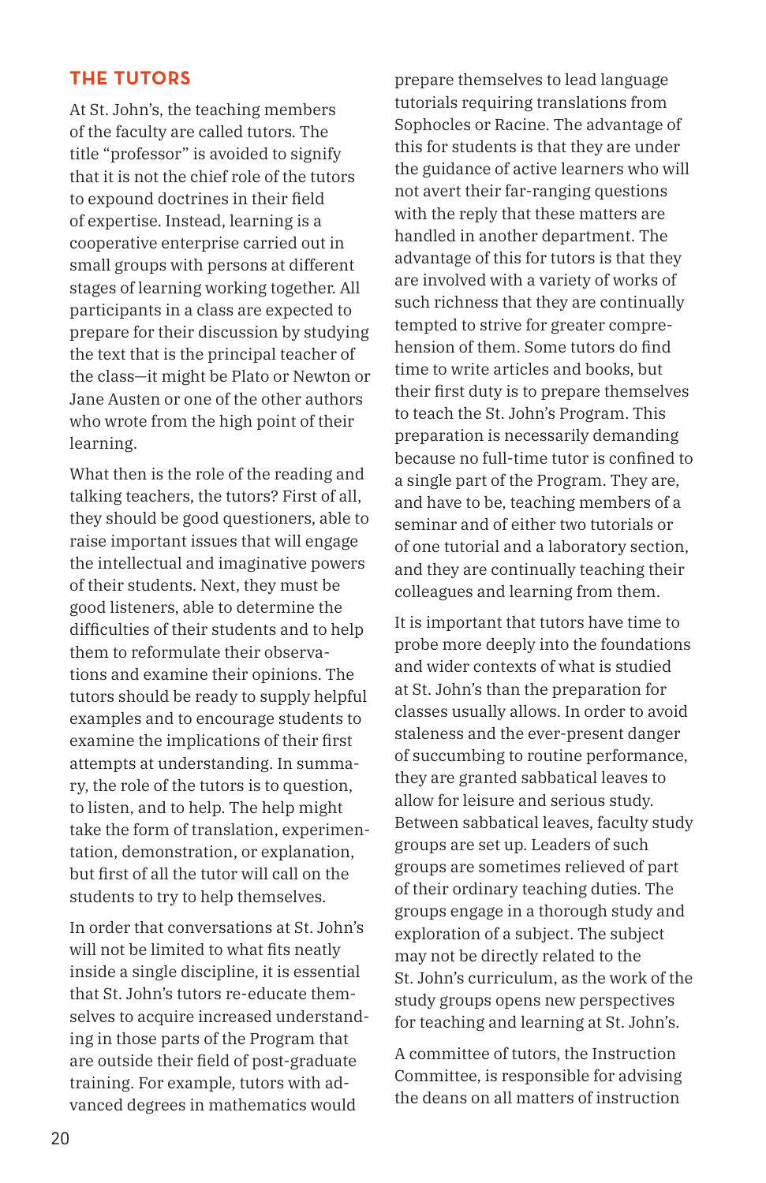## THE TUTORS

At St. John's, the teaching members of the faculty are called tutors. The title "professor" is avoided to signify that it is not the chief role of the tutors to expound doctrines in their field of expertise. Instead, learning is a cooperative enterprise carried out in small groups with persons at different stages of learning working together. All participants in a class are expected to prepare for their discussion by studying the text that is the principal teacher of the class—it might be Plato or Newton or Jane Austen or one of the other authors who wrote from the high point of their learning.

What then is the role of the reading and talking teachers, the tutors? First of all, they should be good questioners, able to raise important issues that will engage the intellectual and imaginative powers of their students. Next, they must be good listeners, able to determine the difficulties of their students and to help them to reformulate their observations and examine their opinions. The tutors should be ready to supply helpful examples and to encourage students to examine the implications of their first attempts at understanding. In summary, the role of the tutors is to question, to listen, and to help. The help might take the form of translation, experimentation, demonstration, or explanation, but first of all the tutor will call on the students to try to help themselves.

In order that conversations at St. John's will not be limited to what fits neatly inside a single discipline, it is essential that St. John's tutors re-educate themselves to acquire increased understanding in those parts of the Program that are outside their field of post-graduate training. For example, tutors with advanced degrees in mathematics would prepare themselves to lead language tutorials requiring translations from Sophocles or Racine. The advantage of this for students is that they are under the guidance of active learners who will not avert their far-ranging questions with the reply that these matters are handled in another department. The advantage of this for tutors is that they are involved with a variety of works of such richness that they are continually tempted to strive for greater comprehension of them. Some tutors do find time to write articles and books, but their first duty is to prepare themselves to teach the St. John's Program. This preparation is necessarily demanding because no full-time tutor is confined to a single part of the Program. They are, and have to be, teaching members of a seminar and of either two tutorials or of one tutorial and a laboratory section, and they are continually teaching their colleagues and learning from them.

It is important that tutors have time to probe more deeply into the foundations and wider contexts of what is studied at St. John's than the preparation for classes usually allows. In order to avoid staleness and the ever-present danger of succumbing to routine performance, they are granted sabbatical leaves to allow for leisure and serious study. Between sabbatical leaves, faculty study groups are set up. Leaders of such groups are sometimes relieved of part of their ordinary teaching duties. The groups engage in a thorough study and exploration of a subject. The subject may not be directly related to the St. John's curriculum, as the work of the study groups opens new perspectives for teaching and learning at St. John's.

A committee of tutors, the Instruction Committee, is responsible for advising the deans on all matters of instruction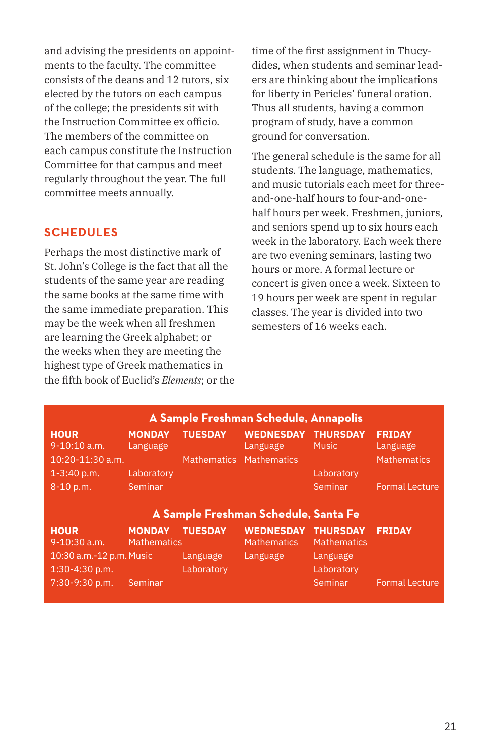and advising the presidents on appointments to the faculty. The committee consists of the deans and 12 tutors, six elected by the tutors on each campus of the college; the presidents sit with the Instruction Committee ex officio. The members of the committee on each campus constitute the Instruction Committee for that campus and meet regularly throughout the year. The full committee meets annually.

## SCHEDULES

Perhaps the most distinctive mark of St. John's College is the fact that all the students of the same year are reading the same books at the same time with the same immediate preparation. This may be the week when all freshmen are learning the Greek alphabet; or the weeks when they are meeting the highest type of Greek mathematics in the fifth book of Euclid's *Elements*; or the time of the first assignment in Thucydides, when students and seminar leaders are thinking about the implications for liberty in Pericles' funeral oration. Thus all students, having a common program of study, have a common ground for conversation.

The general schedule is the same for all students. The language, mathematics, and music tutorials each meet for three-and-one-half hours to four-and-one-half hours per week. Freshmen, juniors, and seniors spend up to six hours each week in the laboratory. Each week there are two evening seminars, lasting two hours or more. A formal lecture or concert is given once a week. Sixteen to 19 hours per week are spent in regular classes. The year is divided into two semesters of 16 weeks each.

**A Sample Freshman Schedule, Annapolis**

| HOUR | MONDAY | TUESDAY | WEDNESDAY | THURSDAY | FRIDAY |
|---|---|---|---|---|---|
| 9-10:10 a.m. | Language | | Language | Music | Language |
| 10:20-11:30 a.m. | | Mathematics | Mathematics | | Mathematics |
| 1-3:40 p.m. | Laboratory | | | Laboratory | |
| 8-10 p.m. | Seminar | | | Seminar | Formal Lecture |

**A Sample Freshman Schedule, Santa Fe**

| HOUR | MONDAY | TUESDAY | WEDNESDAY | THURSDAY | FRIDAY |
|---|---|---|---|---|---|
| 9-10:30 a.m. | Mathematics | | Mathematics | Mathematics | |
| 10:30 a.m.-12 p.m. | Music | Language | Language | Language | |
| 1:30-4:30 p.m. | | Laboratory | | Laboratory | |
| 7:30-9:30 p.m. | Seminar | | | Seminar | Formal Lecture |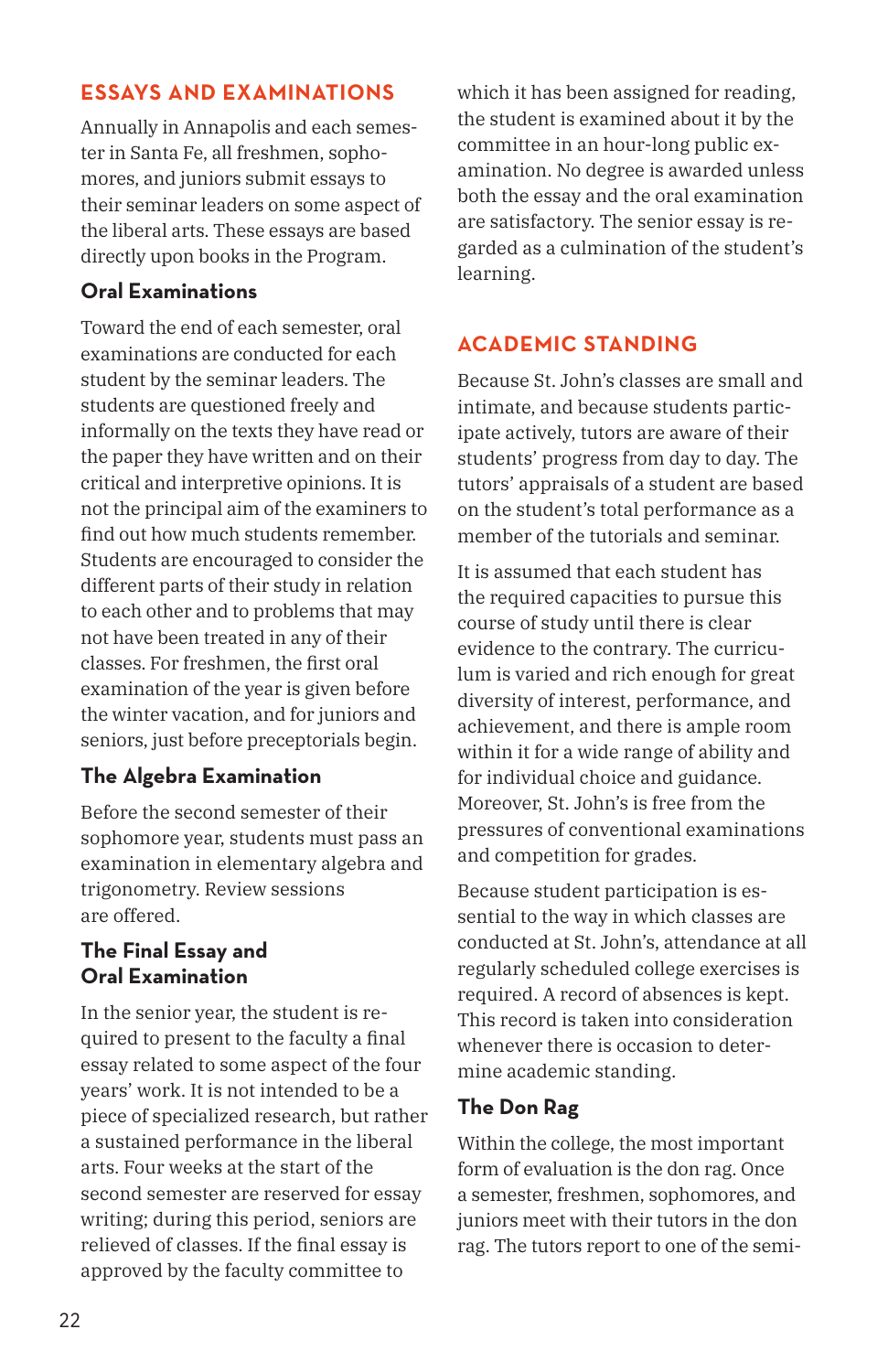## ESSAYS AND EXAMINATIONS

Annually in Annapolis and each semester in Santa Fe, all freshmen, sophomores, and juniors submit essays to their seminar leaders on some aspect of the liberal arts. These essays are based directly upon books in the Program.

### Oral Examinations

Toward the end of each semester, oral examinations are conducted for each student by the seminar leaders. The students are questioned freely and informally on the texts they have read or the paper they have written and on their critical and interpretive opinions. It is not the principal aim of the examiners to find out how much students remember. Students are encouraged to consider the different parts of their study in relation to each other and to problems that may not have been treated in any of their classes. For freshmen, the first oral examination of the year is given before the winter vacation, and for juniors and seniors, just before preceptorials begin.

### The Algebra Examination

Before the second semester of their sophomore year, students must pass an examination in elementary algebra and trigonometry. Review sessions are offered.

### The Final Essay and Oral Examination

In the senior year, the student is required to present to the faculty a final essay related to some aspect of the four years' work. It is not intended to be a piece of specialized research, but rather a sustained performance in the liberal arts. Four weeks at the start of the second semester are reserved for essay writing; during this period, seniors are relieved of classes. If the final essay is approved by the faculty committee to which it has been assigned for reading, the student is examined about it by the committee in an hour-long public examination. No degree is awarded unless both the essay and the oral examination are satisfactory. The senior essay is regarded as a culmination of the student's learning.

## ACADEMIC STANDING

Because St. John's classes are small and intimate, and because students participate actively, tutors are aware of their students' progress from day to day. The tutors' appraisals of a student are based on the student's total performance as a member of the tutorials and seminar.

It is assumed that each student has the required capacities to pursue this course of study until there is clear evidence to the contrary. The curriculum is varied and rich enough for great diversity of interest, performance, and achievement, and there is ample room within it for a wide range of ability and for individual choice and guidance. Moreover, St. John's is free from the pressures of conventional examinations and competition for grades.

Because student participation is essential to the way in which classes are conducted at St. John's, attendance at all regularly scheduled college exercises is required. A record of absences is kept. This record is taken into consideration whenever there is occasion to determine academic standing.

### The Don Rag

Within the college, the most important form of evaluation is the don rag. Once a semester, freshmen, sophomores, and juniors meet with their tutors in the don rag. The tutors report to one of the semi-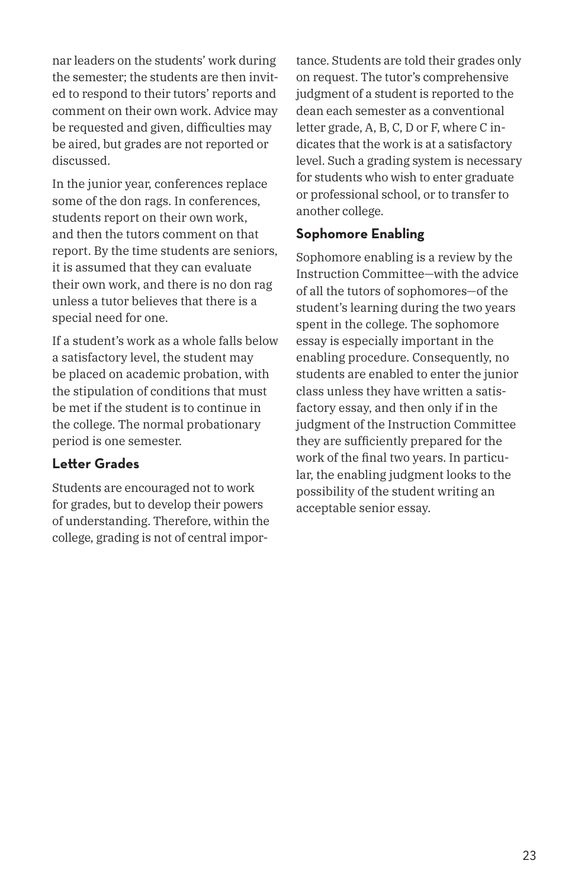nar leaders on the students' work during the semester; the students are then invited to respond to their tutors' reports and comment on their own work. Advice may be requested and given, difficulties may be aired, but grades are not reported or discussed.

In the junior year, conferences replace some of the don rags. In conferences, students report on their own work, and then the tutors comment on that report. By the time students are seniors, it is assumed that they can evaluate their own work, and there is no don rag unless a tutor believes that there is a special need for one.

If a student's work as a whole falls below a satisfactory level, the student may be placed on academic probation, with the stipulation of conditions that must be met if the student is to continue in the college. The normal probationary period is one semester.

### Letter Grades

Students are encouraged not to work for grades, but to develop their powers of understanding. Therefore, within the college, grading is not of central importance. Students are told their grades only on request. The tutor's comprehensive judgment of a student is reported to the dean each semester as a conventional letter grade, A, B, C, D or F, where C indicates that the work is at a satisfactory level. Such a grading system is necessary for students who wish to enter graduate or professional school, or to transfer to another college.

### Sophomore Enabling

Sophomore enabling is a review by the Instruction Committee—with the advice of all the tutors of sophomores—of the student's learning during the two years spent in the college. The sophomore essay is especially important in the enabling procedure. Consequently, no students are enabled to enter the junior class unless they have written a satisfactory essay, and then only if in the judgment of the Instruction Committee they are sufficiently prepared for the work of the final two years. In particular, the enabling judgment looks to the possibility of the student writing an acceptable senior essay.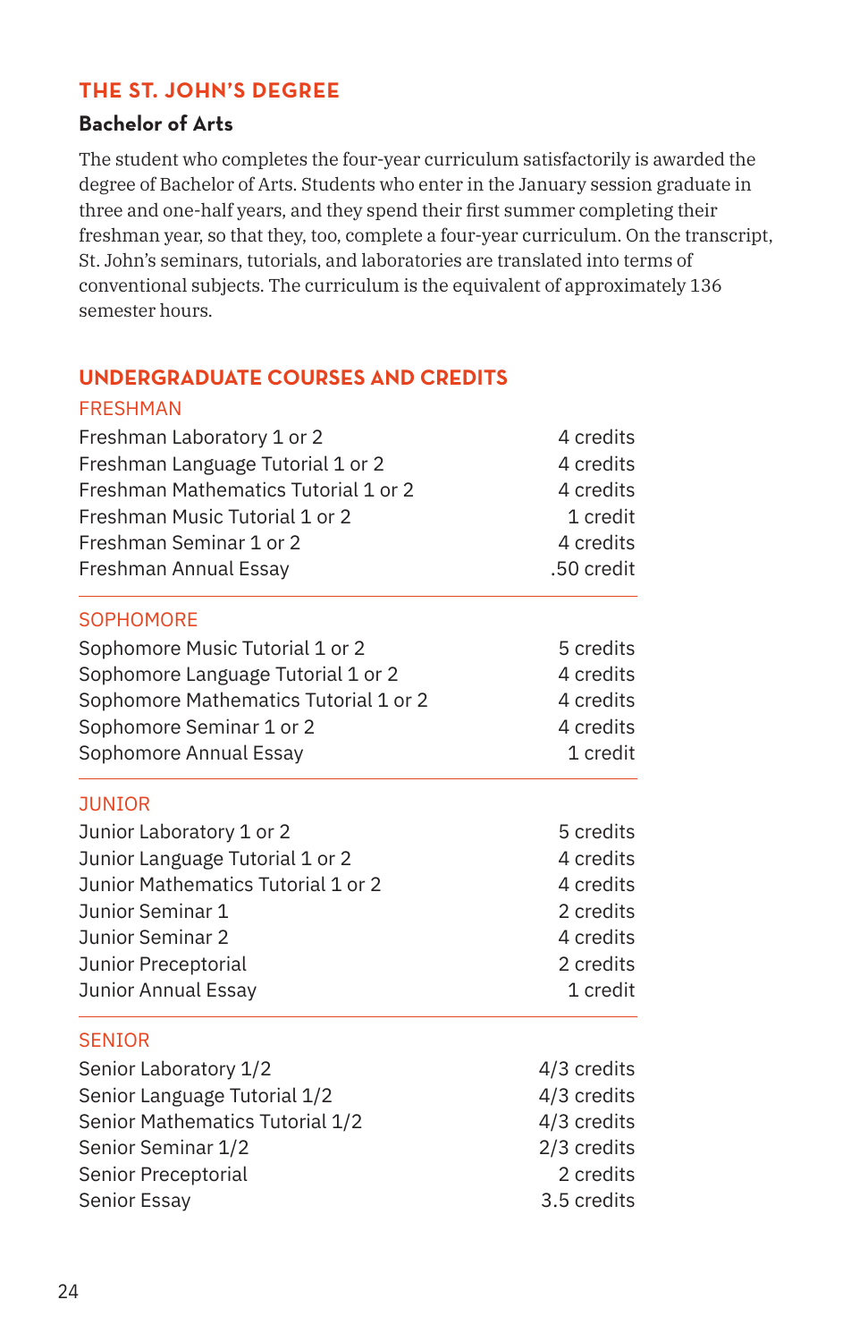## THE ST. JOHN'S DEGREE

### Bachelor of Arts

The student who completes the four-year curriculum satisfactorily is awarded the degree of Bachelor of Arts. Students who enter in the January session graduate in three and one-half years, and they spend their first summer completing their freshman year, so that they, too, complete a four-year curriculum. On the transcript, St. John's seminars, tutorials, and laboratories are translated into terms of conventional subjects. The curriculum is the equivalent of approximately 136 semester hours.

## UNDERGRADUATE COURSES AND CREDITS

### FRESHMAN

| Course | Credits |
|---|---|
| Freshman Laboratory 1 or 2 | 4 credits |
| Freshman Language Tutorial 1 or 2 | 4 credits |
| Freshman Mathematics Tutorial 1 or 2 | 4 credits |
| Freshman Music Tutorial 1 or 2 | 1 credit |
| Freshman Seminar 1 or 2 | 4 credits |
| Freshman Annual Essay | .50 credit |

### SOPHOMORE

| Course | Credits |
|---|---|
| Sophomore Music Tutorial 1 or 2 | 5 credits |
| Sophomore Language Tutorial 1 or 2 | 4 credits |
| Sophomore Mathematics Tutorial 1 or 2 | 4 credits |
| Sophomore Seminar 1 or 2 | 4 credits |
| Sophomore Annual Essay | 1 credit |

### JUNIOR

| Course | Credits |
|---|---|
| Junior Laboratory 1 or 2 | 5 credits |
| Junior Language Tutorial 1 or 2 | 4 credits |
| Junior Mathematics Tutorial 1 or 2 | 4 credits |
| Junior Seminar 1 | 2 credits |
| Junior Seminar 2 | 4 credits |
| Junior Preceptorial | 2 credits |
| Junior Annual Essay | 1 credit |

### SENIOR

| Course | Credits |
|---|---|
| Senior Laboratory 1/2 | 4/3 credits |
| Senior Language Tutorial 1/2 | 4/3 credits |
| Senior Mathematics Tutorial 1/2 | 4/3 credits |
| Senior Seminar 1/2 | 2/3 credits |
| Senior Preceptorial | 2 credits |
| Senior Essay | 3.5 credits |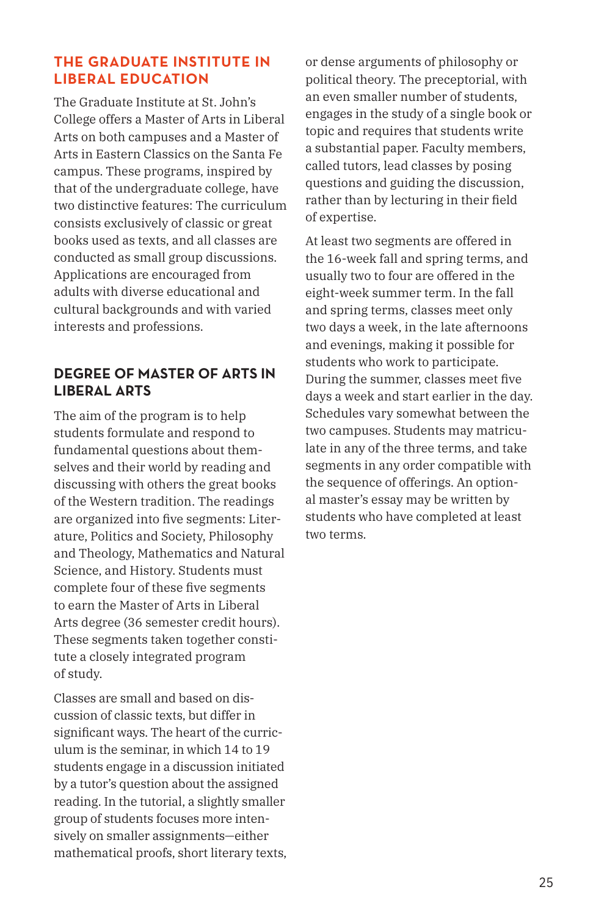## THE GRADUATE INSTITUTE IN LIBERAL EDUCATION

The Graduate Institute at St. John's College offers a Master of Arts in Liberal Arts on both campuses and a Master of Arts in Eastern Classics on the Santa Fe campus. These programs, inspired by that of the undergraduate college, have two distinctive features: The curriculum consists exclusively of classic or great books used as texts, and all classes are conducted as small group discussions. Applications are encouraged from adults with diverse educational and cultural backgrounds and with varied interests and professions.

## DEGREE OF MASTER OF ARTS IN LIBERAL ARTS

The aim of the program is to help students formulate and respond to fundamental questions about themselves and their world by reading and discussing with others the great books of the Western tradition. The readings are organized into five segments: Literature, Politics and Society, Philosophy and Theology, Mathematics and Natural Science, and History. Students must complete four of these five segments to earn the Master of Arts in Liberal Arts degree (36 semester credit hours). These segments taken together constitute a closely integrated program of study.

Classes are small and based on discussion of classic texts, but differ in significant ways. The heart of the curriculum is the seminar, in which 14 to 19 students engage in a discussion initiated by a tutor's question about the assigned reading. In the tutorial, a slightly smaller group of students focuses more intensively on smaller assignments—either mathematical proofs, short literary texts, or dense arguments of philosophy or political theory. The preceptorial, with an even smaller number of students, engages in the study of a single book or topic and requires that students write a substantial paper. Faculty members, called tutors, lead classes by posing questions and guiding the discussion, rather than by lecturing in their field of expertise.

At least two segments are offered in the 16-week fall and spring terms, and usually two to four are offered in the eight-week summer term. In the fall and spring terms, classes meet only two days a week, in the late afternoons and evenings, making it possible for students who work to participate. During the summer, classes meet five days a week and start earlier in the day. Schedules vary somewhat between the two campuses. Students may matriculate in any of the three terms, and take segments in any order compatible with the sequence of offerings. An optional master's essay may be written by students who have completed at least two terms.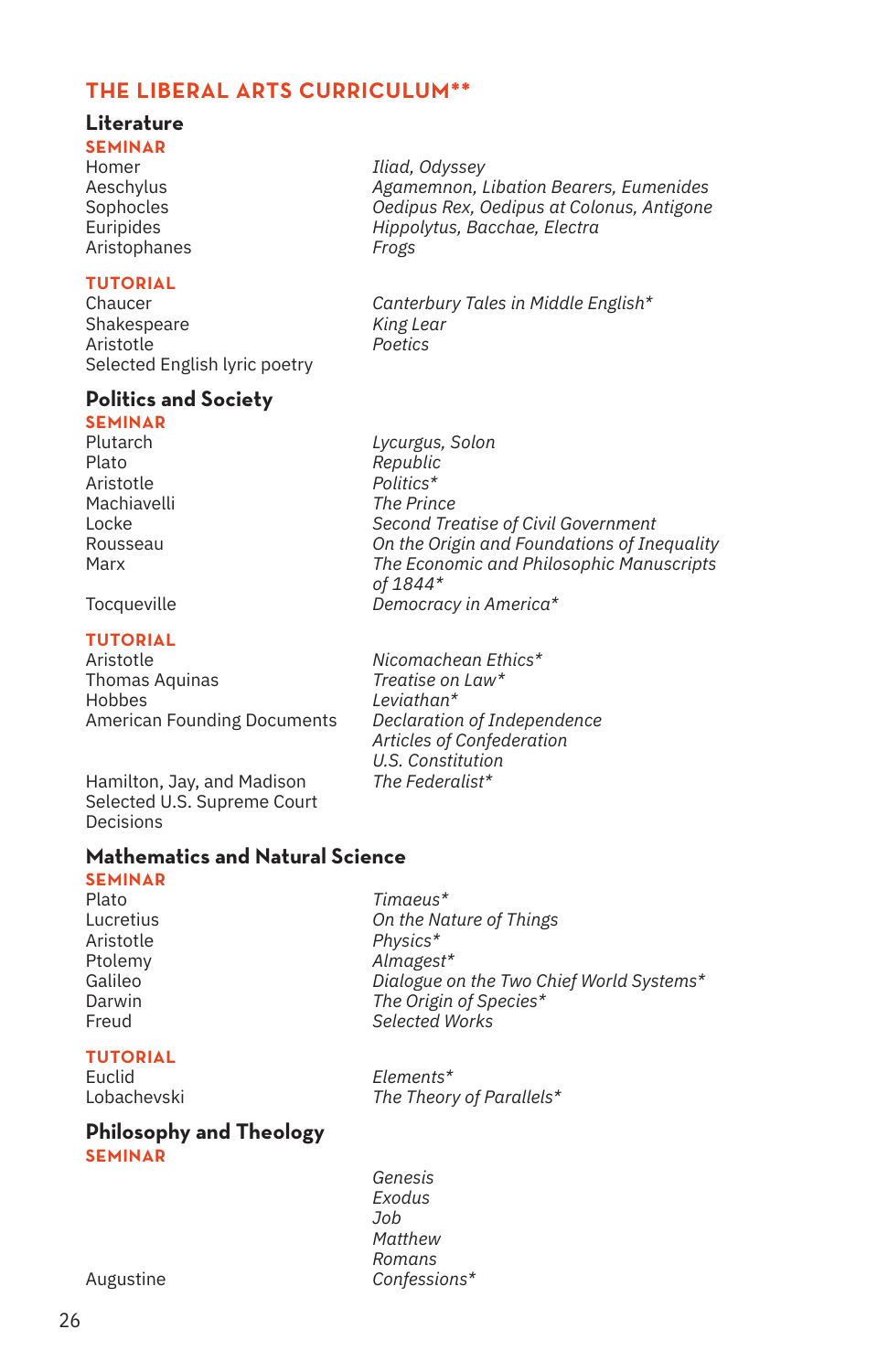## THE LIBERAL ARTS CURRICULUM**

### Literature

**SEMINAR**

| | |
|---|---|
| Homer | *Iliad, Odyssey* |
| Aeschylus | *Agamemnon, Libation Bearers, Eumenides* |
| Sophocles | *Oedipus Rex, Oedipus at Colonus, Antigone* |
| Euripides | *Hippolytus, Bacchae, Electra* |
| Aristophanes | *Frogs* |

**TUTORIAL**

| | |
|---|---|
| Chaucer | *Canterbury Tales in Middle English** |
| Shakespeare | *King Lear* |
| Aristotle | *Poetics* |
| Selected English lyric poetry | |

### Politics and Society

**SEMINAR**

| | |
|---|---|
| Plutarch | *Lycurgus, Solon* |
| Plato | *Republic* |
| Aristotle | *Politics** |
| Machiavelli | *The Prince* |
| Locke | *Second Treatise of Civil Government* |
| Rousseau | *On the Origin and Foundations of Inequality* |
| Marx | *The Economic and Philosophic Manuscripts of 1844** |
| Tocqueville | *Democracy in America** |

**TUTORIAL**

| | |
|---|---|
| Aristotle | *Nicomachean Ethics** |
| Thomas Aquinas | *Treatise on Law** |
| Hobbes | *Leviathan** |
| American Founding Documents | *Declaration of Independence* |
| | *Articles of Confederation* |
| | *U.S. Constitution* |
| Hamilton, Jay, and Madison | *The Federalist** |
| Selected U.S. Supreme Court Decisions | |

### Mathematics and Natural Science

**SEMINAR**

| | |
|---|---|
| Plato | *Timaeus** |
| Lucretius | *On the Nature of Things* |
| Aristotle | *Physics** |
| Ptolemy | *Almagest** |
| Galileo | *Dialogue on the Two Chief World Systems** |
| Darwin | *The Origin of Species** |
| Freud | *Selected Works* |

**TUTORIAL**

| | |
|---|---|
| Euclid | *Elements** |
| Lobachevski | *The Theory of Parallels** |

### Philosophy and Theology

**SEMINAR**

| | |
|---|---|
| | *Genesis* |
| | *Exodus* |
| | *Job* |
| | *Matthew* |
| | *Romans* |
| Augustine | *Confessions** |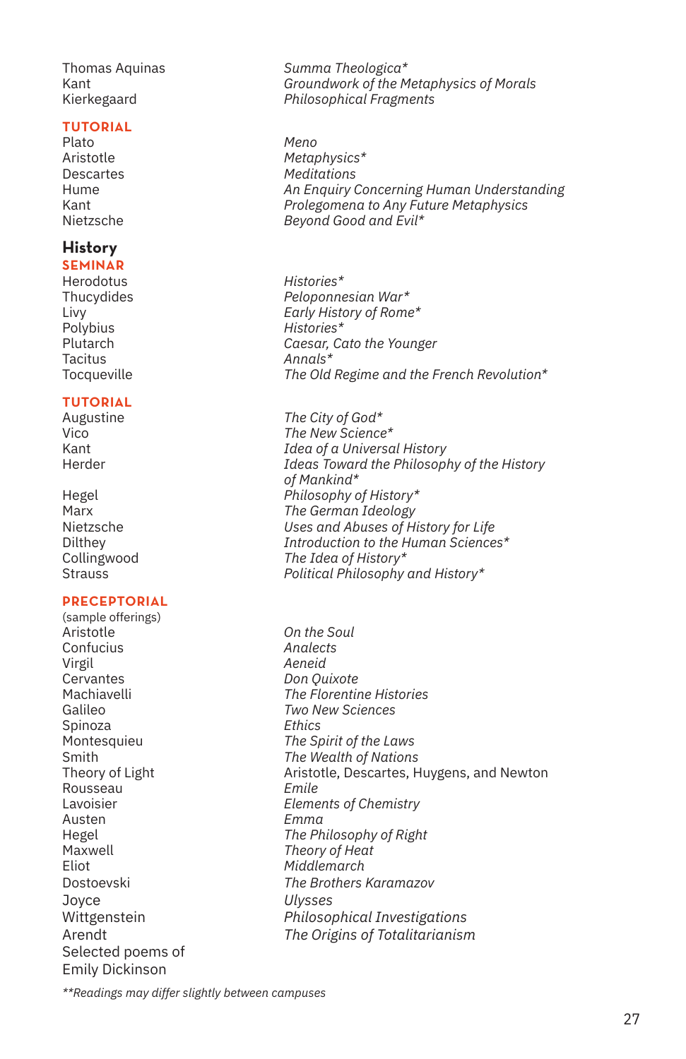| | |
|---|---|
| Thomas Aquinas | *Summa Theologica** |
| Kant | *Groundwork of the Metaphysics of Morals* |
| Kierkegaard | *Philosophical Fragments* |

**TUTORIAL**

| | |
|---|---|
| Plato | *Meno* |
| Aristotle | *Metaphysics** |
| Descartes | *Meditations* |
| Hume | *An Enquiry Concerning Human Understanding* |
| Kant | *Prolegomena to Any Future Metaphysics* |
| Nietzsche | *Beyond Good and Evil** |

## History

**SEMINAR**

| | |
|---|---|
| Herodotus | *Histories** |
| Thucydides | *Peloponnesian War** |
| Livy | *Early History of Rome** |
| Polybius | *Histories** |
| Plutarch | *Caesar, Cato the Younger* |
| Tacitus | *Annals** |
| Tocqueville | *The Old Regime and the French Revolution** |

**TUTORIAL**

| | |
|---|---|
| Augustine | *The City of God** |
| Vico | *The New Science** |
| Kant | *Idea of a Universal History* |
| Herder | *Ideas Toward the Philosophy of the History of Mankind** |
| Hegel | *Philosophy of History** |
| Marx | *The German Ideology* |
| Nietzsche | *Uses and Abuses of History for Life* |
| Dilthey | *Introduction to the Human Sciences** |
| Collingwood | *The Idea of History** |
| Strauss | *Political Philosophy and History** |

**PRECEPTORIAL**

(sample offerings)

| | |
|---|---|
| Aristotle | *On the Soul* |
| Confucius | *Analects* |
| Virgil | *Aeneid* |
| Cervantes | *Don Quixote* |
| Machiavelli | *The Florentine Histories* |
| Galileo | *Two New Sciences* |
| Spinoza | *Ethics* |
| Montesquieu | *The Spirit of the Laws* |
| Smith | *The Wealth of Nations* |
| Theory of Light | Aristotle, Descartes, Huygens, and Newton |
| Rousseau | *Emile* |
| Lavoisier | *Elements of Chemistry* |
| Austen | *Emma* |
| Hegel | *The Philosophy of Right* |
| Maxwell | *Theory of Heat* |
| Eliot | *Middlemarch* |
| Dostoevski | *The Brothers Karamazov* |
| Joyce | *Ulysses* |
| Wittgenstein | *Philosophical Investigations* |
| Arendt | *The Origins of Totalitarianism* |
| Selected poems of Emily Dickinson | |

*\*Readings may differ slightly between campuses*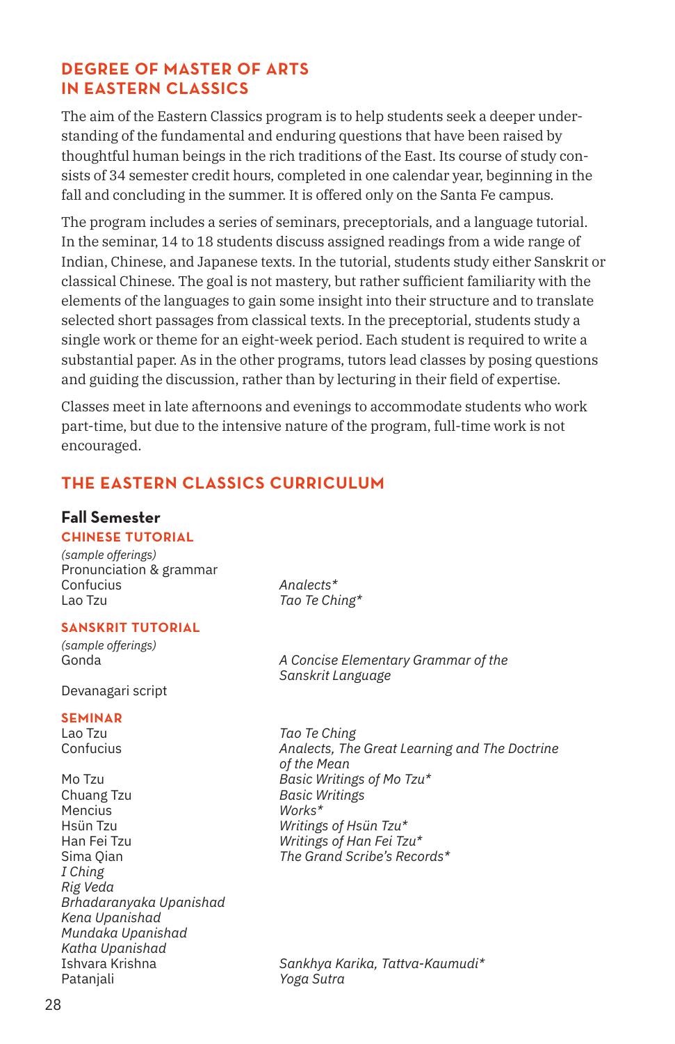## DEGREE OF MASTER OF ARTS IN EASTERN CLASSICS

The aim of the Eastern Classics program is to help students seek a deeper understanding of the fundamental and enduring questions that have been raised by thoughtful human beings in the rich traditions of the East. Its course of study consists of 34 semester credit hours, completed in one calendar year, beginning in the fall and concluding in the summer. It is offered only on the Santa Fe campus.

The program includes a series of seminars, preceptorials, and a language tutorial. In the seminar, 14 to 18 students discuss assigned readings from a wide range of Indian, Chinese, and Japanese texts. In the tutorial, students study either Sanskrit or classical Chinese. The goal is not mastery, but rather sufficient familiarity with the elements of the languages to gain some insight into their structure and to translate selected short passages from classical texts. In the preceptorial, students study a single work or theme for an eight-week period. Each student is required to write a substantial paper. As in the other programs, tutors lead classes by posing questions and guiding the discussion, rather than by lecturing in their field of expertise.

Classes meet in late afternoons and evenings to accommodate students who work part-time, but due to the intensive nature of the program, full-time work is not encouraged.

## THE EASTERN CLASSICS CURRICULUM

### Fall Semester

#### CHINESE TUTORIAL

*(sample offerings)*

| | |
|---|---|
| Pronunciation & grammar | |
| Confucius | *Analects** |
| Lao Tzu | *Tao Te Ching** |

#### SANSKRIT TUTORIAL

*(sample offerings)*

| | |
|---|---|
| Gonda | *A Concise Elementary Grammar of the Sanskrit Language* |
| Devanagari script | |

#### SEMINAR

| | |
|---|---|
| Lao Tzu | *Tao Te Ching* |
| Confucius | *Analects, The Great Learning and The Doctrine of the Mean* |
| Mo Tzu | *Basic Writings of Mo Tzu** |
| Chuang Tzu | *Basic Writings* |
| Mencius | *Works** |
| Hsün Tzu | *Writings of Hsün Tzu** |
| Han Fei Tzu | *Writings of Han Fei Tzu** |
| Sima Qian | *The Grand Scribe's Records** |
| *I Ching* | |
| *Rig Veda* | |
| *Brhadaranyaka Upanishad* | |
| *Kena Upanishad* | |
| *Mundaka Upanishad* | |
| *Katha Upanishad* | |
| Ishvara Krishna | *Sankhya Karika, Tattva-Kaumudi** |
| Patanjali | *Yoga Sutra* |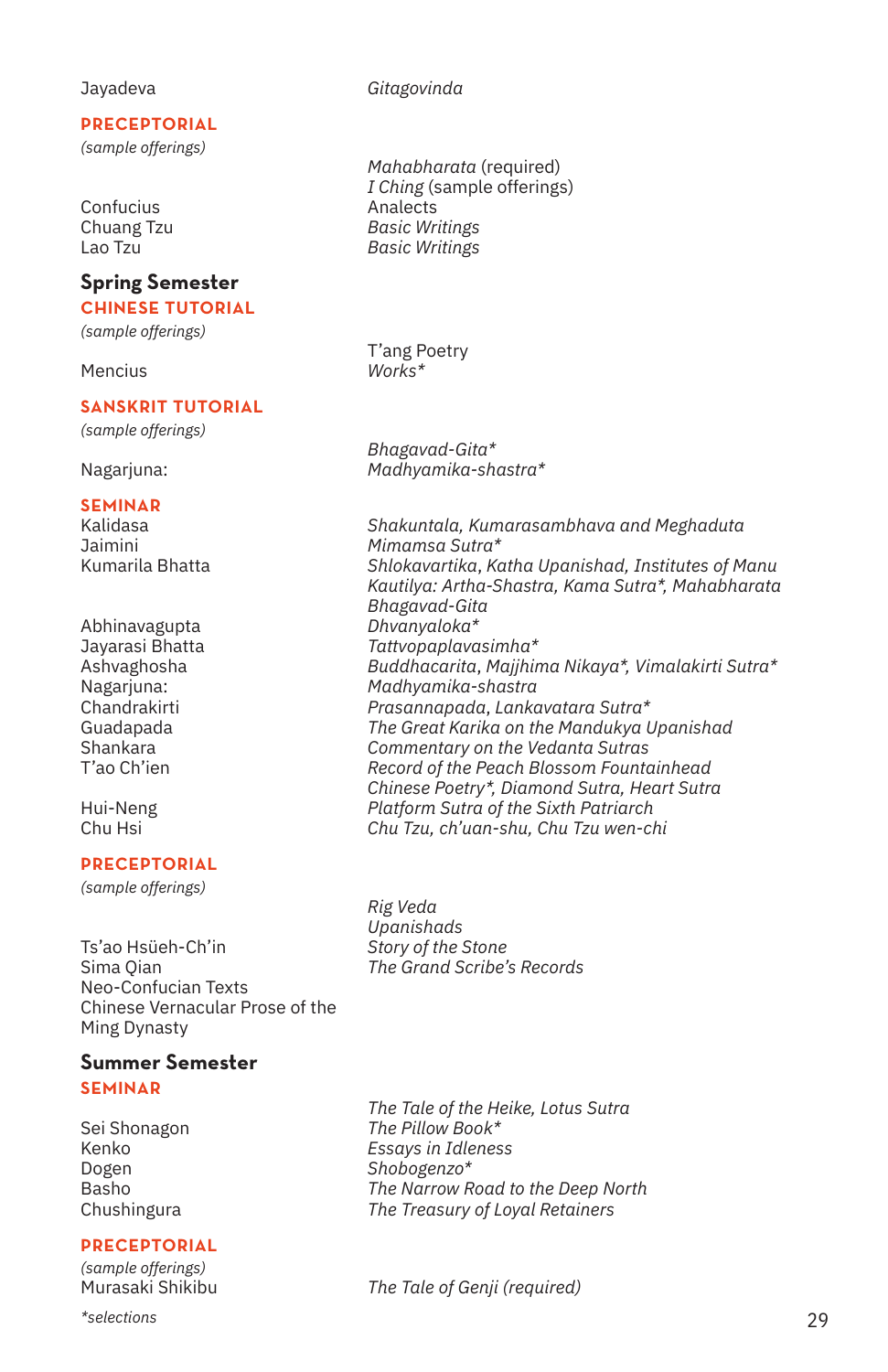| | |
|---|---|
| Jayadeva | *Gitagovinda* |

**PRECEPTORIAL**
*(sample offerings)*

| | |
|---|---|
| | *Mahabharata* (required) |
| | *I Ching* (sample offerings) |
| Confucius | Analects |
| Chuang Tzu | *Basic Writings* |
| Lao Tzu | *Basic Writings* |

## Spring Semester

**CHINESE TUTORIAL**
*(sample offerings)*

| | |
|---|---|
| | T'ang Poetry |
| Mencius | *Works** |

**SANSKRIT TUTORIAL**
*(sample offerings)*

| | |
|---|---|
| | *Bhagavad-Gita** |
| Nagarjuna: | *Madhyamika-shastra** |

**SEMINAR**

| | |
|---|---|
| Kalidasa | *Shakuntala, Kumarasambhava and Meghaduta* |
| Jaimini | *Mimamsa Sutra** |
| Kumarila Bhatta | *Shlokavartika, Katha Upanishad, Institutes of Manu* |
| | *Kautilya: Artha-Shastra, Kama Sutra*, Mahabharata* |
| | *Bhagavad-Gita* |
| Abhinavagupta | *Dhvanyaloka** |
| Jayarasi Bhatta | *Tattvopaplavasimha** |
| Ashvaghosha | *Buddhacarita, Majjhima Nikaya*, Vimalakirti Sutra** |
| Nagarjuna: | *Madhyamika-shastra* |
| Chandrakirti | *Prasannapada, Lankavatara Sutra** |
| Guadapada | *The Great Karika on the Mandukya Upanishad* |
| Shankara | *Commentary on the Vedanta Sutras* |
| T'ao Ch'ien | *Record of the Peach Blossom Fountainhead* |
| | *Chinese Poetry*, Diamond Sutra, Heart Sutra* |
| Hui-Neng | *Platform Sutra of the Sixth Patriarch* |
| Chu Hsi | *Chu Tzu, ch'uan-shu, Chu Tzu wen-chi* |

**PRECEPTORIAL**
*(sample offerings)*

| | |
|---|---|
| | *Rig Veda* |
| | *Upanishads* |
| Ts'ao Hsüeh-Ch'in | *Story of the Stone* |
| Sima Qian | *The Grand Scribe's Records* |
| Neo-Confucian Texts | |
| Chinese Vernacular Prose of the Ming Dynasty | |

## Summer Semester

**SEMINAR**

| | |
|---|---|
| | *The Tale of the Heike, Lotus Sutra* |
| Sei Shonagon | *The Pillow Book** |
| Kenko | *Essays in Idleness* |
| Dogen | *Shobogenzo** |
| Basho | *The Narrow Road to the Deep North* |
| Chushingura | *The Treasury of Loyal Retainers* |

**PRECEPTORIAL**
*(sample offerings)*

| | |
|---|---|
| Murasaki Shikibu | *The Tale of Genji (required)* |

**selections*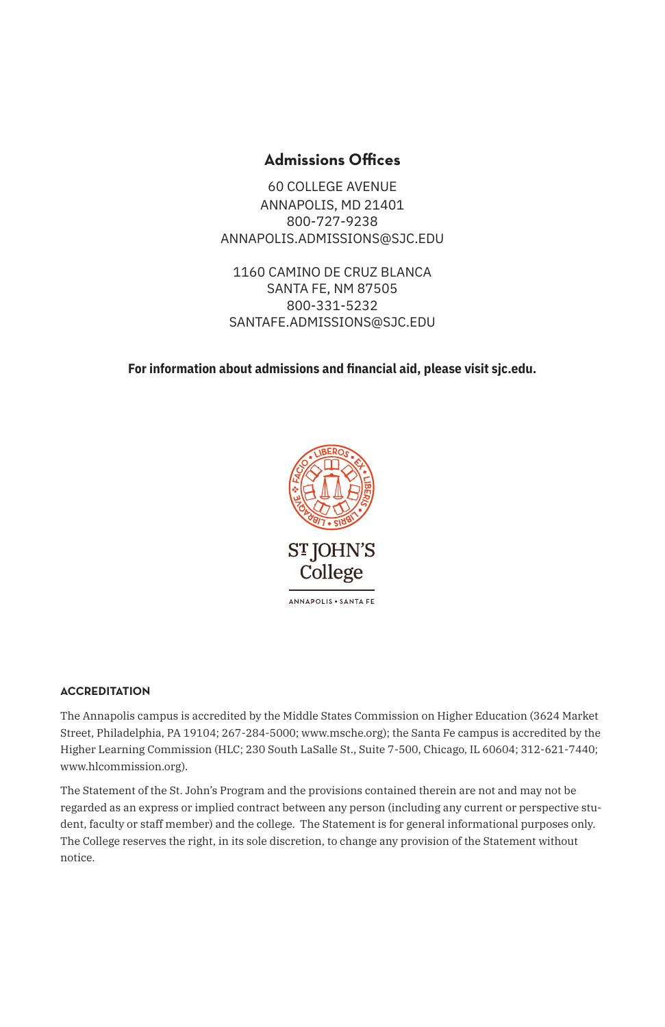## Admissions Offices

60 COLLEGE AVENUE
ANNAPOLIS, MD 21401
800-727-9238
ANNAPOLIS.ADMISSIONS@SJC.EDU

1160 CAMINO DE CRUZ BLANCA
SANTA FE, NM 87505
800-331-5232
SANTAFE.ADMISSIONS@SJC.EDU

**For information about admissions and financial aid, please visit sjc.edu.**

ST JOHN'S College

ANNAPOLIS • SANTA FE

### ACCREDITATION

The Annapolis campus is accredited by the Middle States Commission on Higher Education (3624 Market Street, Philadelphia, PA 19104; 267-284-5000; www.msche.org); the Santa Fe campus is accredited by the Higher Learning Commission (HLC; 230 South LaSalle St., Suite 7-500, Chicago, IL 60604; 312-621-7440; www.hlcommission.org).

The Statement of the St. John's Program and the provisions contained therein are not and may not be regarded as an express or implied contract between any person (including any current or perspective student, faculty or staff member) and the college. The Statement is for general informational purposes only. The College reserves the right, in its sole discretion, to change any provision of the Statement without notice.